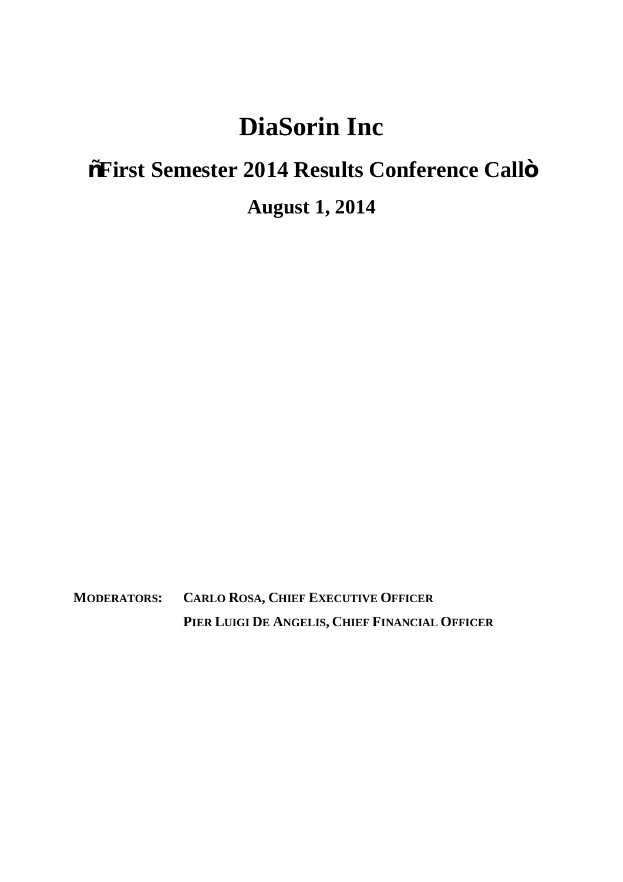# DiaSorin Inc

## ñFirst Semester 2014 Results Conference Callò

### August 1, 2014

**MODERATORS:** **CARLO ROSA, CHIEF EXECUTIVE OFFICER**

**PIER LUIGI DE ANGELIS, CHIEF FINANCIAL OFFICER**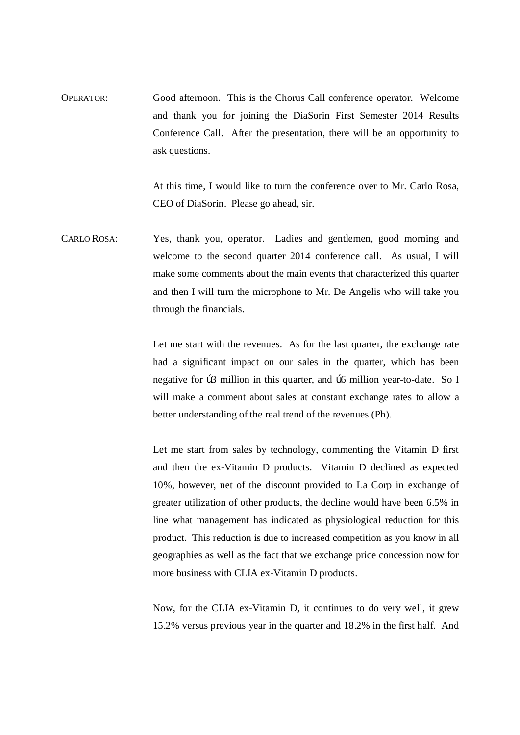OPERATOR: Good afternoon. This is the Chorus Call conference operator. Welcome and thank you for joining the DiaSorin First Semester 2014 Results Conference Call. After the presentation, there will be an opportunity to ask questions.

At this time, I would like to turn the conference over to Mr. Carlo Rosa, CEO of DiaSorin. Please go ahead, sir.

CARLO ROSA: Yes, thank you, operator. Ladies and gentlemen, good morning and welcome to the second quarter 2014 conference call. As usual, I will make some comments about the main events that characterized this quarter and then I will turn the microphone to Mr. De Angelis who will take you through the financials.

Let me start with the revenues. As for the last quarter, the exchange rate had a significant impact on our sales in the quarter, which has been negative for ú3 million in this quarter, and ú6 million year-to-date. So I will make a comment about sales at constant exchange rates to allow a better understanding of the real trend of the revenues (Ph).

Let me start from sales by technology, commenting the Vitamin D first and then the ex-Vitamin D products. Vitamin D declined as expected 10%, however, net of the discount provided to La Corp in exchange of greater utilization of other products, the decline would have been 6.5% in line what management has indicated as physiological reduction for this product. This reduction is due to increased competition as you know in all geographies as well as the fact that we exchange price concession now for more business with CLIA ex-Vitamin D products.

Now, for the CLIA ex-Vitamin D, it continues to do very well, it grew 15.2% versus previous year in the quarter and 18.2% in the first half. And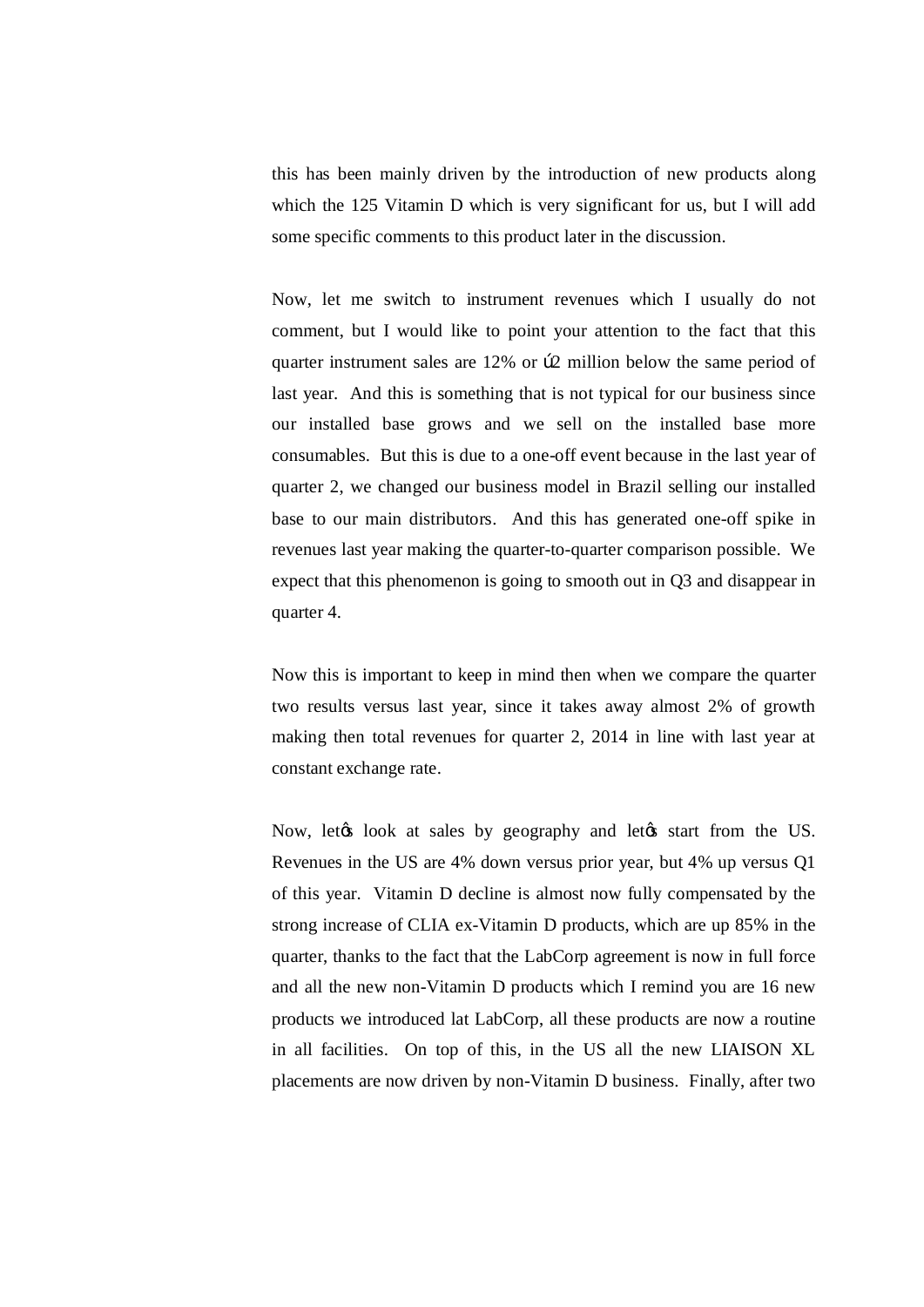this has been mainly driven by the introduction of new products along which the 125 Vitamin D which is very significant for us, but I will add some specific comments to this product later in the discussion.

Now, let me switch to instrument revenues which I usually do not comment, but I would like to point your attention to the fact that this quarter instrument sales are 12% or ú2 million below the same period of last year. And this is something that is not typical for our business since our installed base grows and we sell on the installed base more consumables. But this is due to a one-off event because in the last year of quarter 2, we changed our business model in Brazil selling our installed base to our main distributors. And this has generated one-off spike in revenues last year making the quarter-to-quarter comparison possible. We expect that this phenomenon is going to smooth out in Q3 and disappear in quarter 4.

Now this is important to keep in mind then when we compare the quarter two results versus last year, since it takes away almost 2% of growth making then total revenues for quarter 2, 2014 in line with last year at constant exchange rate.

Now, letǿs look at sales by geography and letǿs start from the US. Revenues in the US are 4% down versus prior year, but 4% up versus Q1 of this year. Vitamin D decline is almost now fully compensated by the strong increase of CLIA ex-Vitamin D products, which are up 85% in the quarter, thanks to the fact that the LabCorp agreement is now in full force and all the new non-Vitamin D products which I remind you are 16 new products we introduced lat LabCorp, all these products are now a routine in all facilities. On top of this, in the US all the new LIAISON XL placements are now driven by non-Vitamin D business. Finally, after two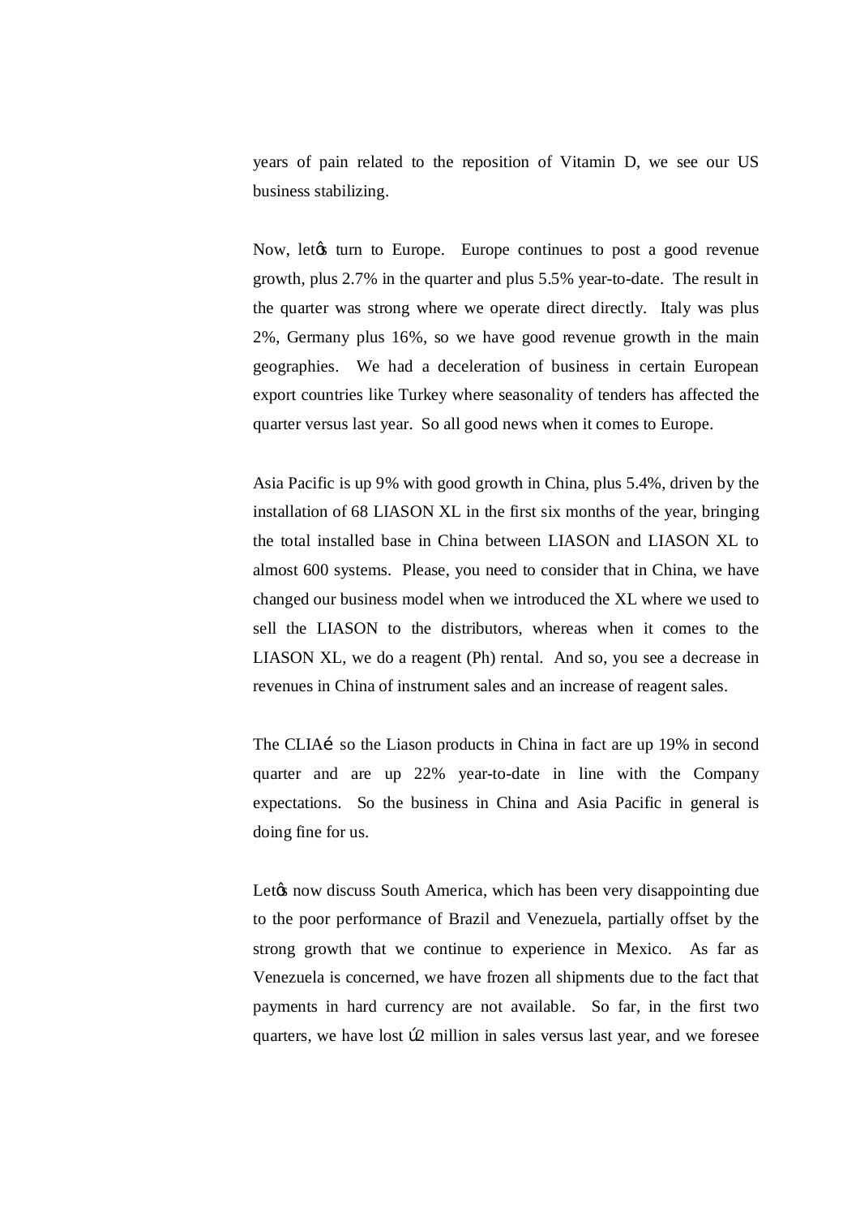years of pain related to the reposition of Vitamin D, we see our US business stabilizing.

Now, letõs turn to Europe. Europe continues to post a good revenue growth, plus 2.7% in the quarter and plus 5.5% year-to-date. The result in the quarter was strong where we operate direct directly. Italy was plus 2%, Germany plus 16%, so we have good revenue growth in the main geographies. We had a deceleration of business in certain European export countries like Turkey where seasonality of tenders has affected the quarter versus last year. So all good news when it comes to Europe.

Asia Pacific is up 9% with good growth in China, plus 5.4%, driven by the installation of 68 LIASON XL in the first six months of the year, bringing the total installed base in China between LIASON and LIASON XL to almost 600 systems. Please, you need to consider that in China, we have changed our business model when we introduced the XL where we used to sell the LIASON to the distributors, whereas when it comes to the LIASON XL, we do a reagent (Ph) rental. And so, you see a decrease in revenues in China of instrument sales and an increase of reagent sales.

The CLIAÉ so the Liason products in China in fact are up 19% in second quarter and are up 22% year-to-date in line with the Company expectations. So the business in China and Asia Pacific in general is doing fine for us.

Letõs now discuss South America, which has been very disappointing due to the poor performance of Brazil and Venezuela, partially offset by the strong growth that we continue to experience in Mexico. As far as Venezuela is concerned, we have frozen all shipments due to the fact that payments in hard currency are not available. So far, in the first two quarters, we have lost Ú2 million in sales versus last year, and we foresee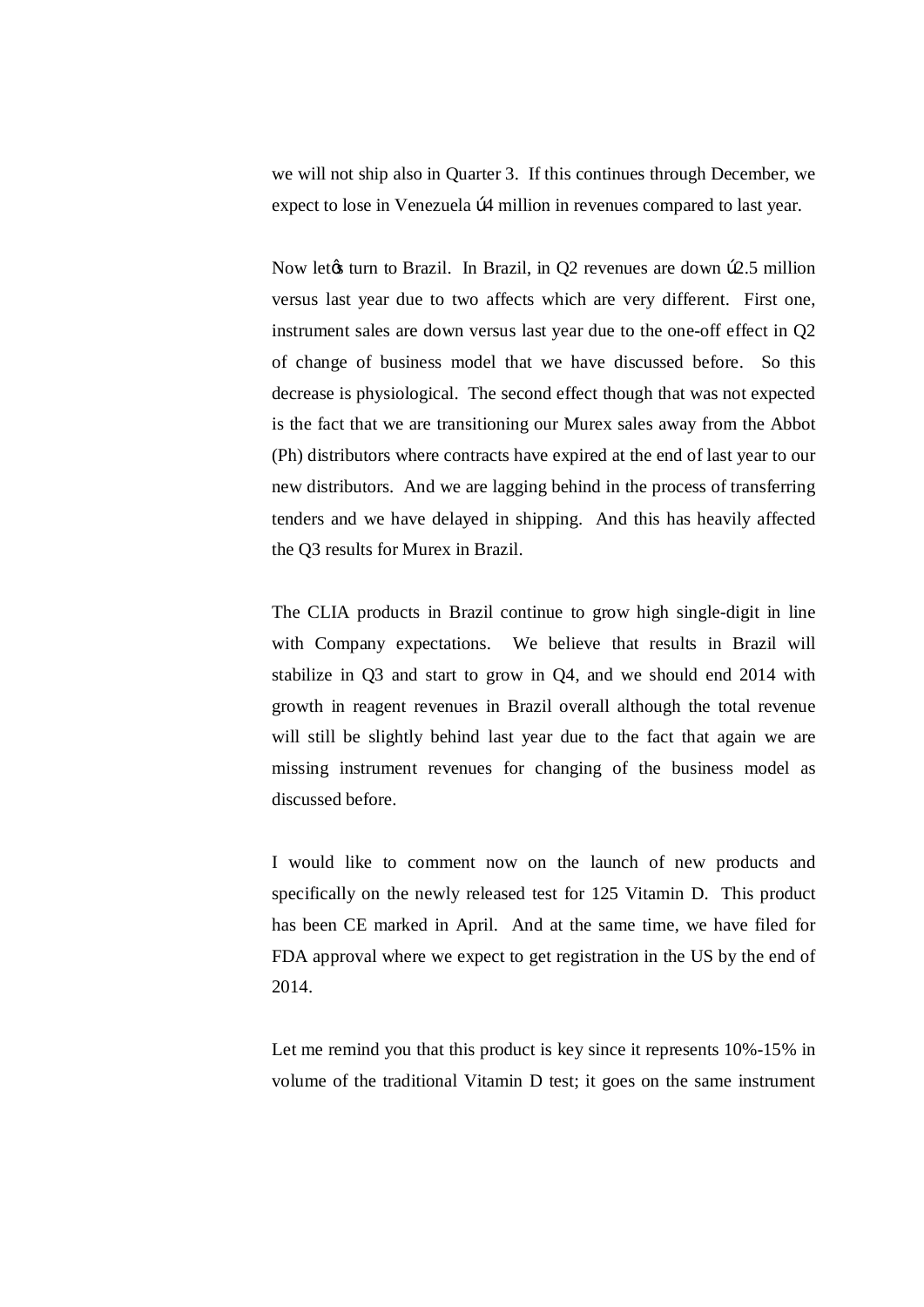we will not ship also in Quarter 3. If this continues through December, we expect to lose in Venezuela €4 million in revenues compared to last year.

Now let's turn to Brazil. In Brazil, in Q2 revenues are down €2.5 million versus last year due to two affects which are very different. First one, instrument sales are down versus last year due to the one-off effect in Q2 of change of business model that we have discussed before. So this decrease is physiological. The second effect though that was not expected is the fact that we are transitioning our Murex sales away from the Abbot (Ph) distributors where contracts have expired at the end of last year to our new distributors. And we are lagging behind in the process of transferring tenders and we have delayed in shipping. And this has heavily affected the Q3 results for Murex in Brazil.

The CLIA products in Brazil continue to grow high single-digit in line with Company expectations. We believe that results in Brazil will stabilize in Q3 and start to grow in Q4, and we should end 2014 with growth in reagent revenues in Brazil overall although the total revenue will still be slightly behind last year due to the fact that again we are missing instrument revenues for changing of the business model as discussed before.

I would like to comment now on the launch of new products and specifically on the newly released test for 125 Vitamin D. This product has been CE marked in April. And at the same time, we have filed for FDA approval where we expect to get registration in the US by the end of 2014.

Let me remind you that this product is key since it represents 10%-15% in volume of the traditional Vitamin D test; it goes on the same instrument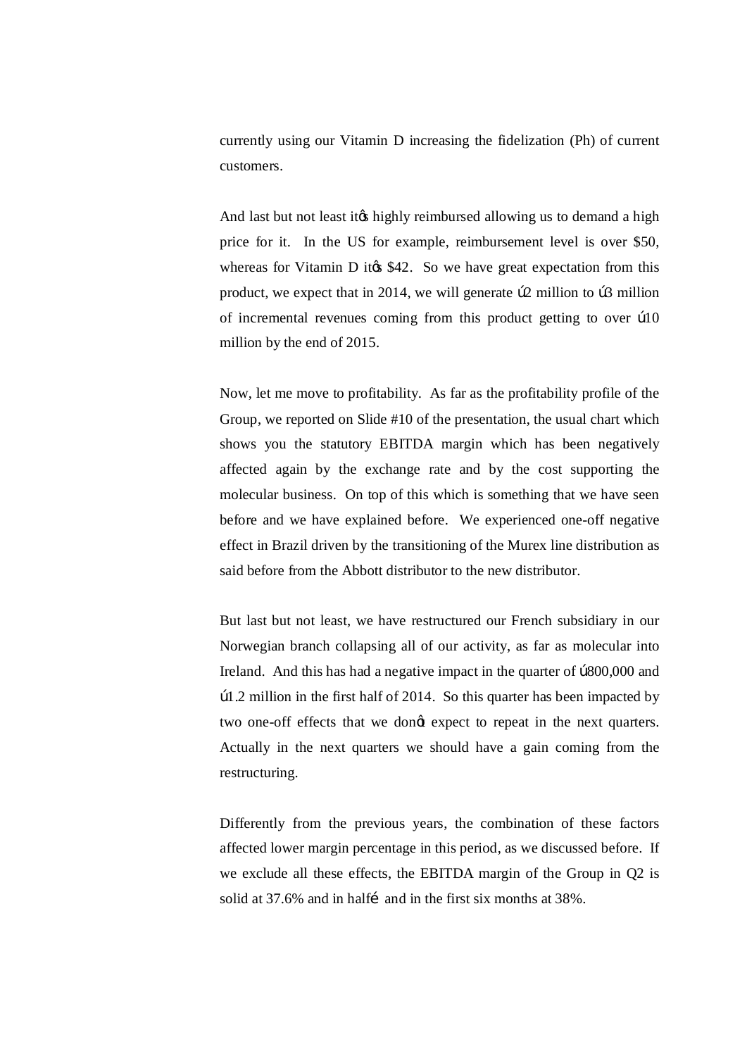currently using our Vitamin D increasing the fidelization (Ph) of current customers.

And last but not least itǿs highly reimbursed allowing us to demand a high price for it. In the US for example, reimbursement level is over $50, whereas for Vitamin D itǿs $42. So we have great expectation from this product, we expect that in 2014, we will generate ú2 million to ú3 million of incremental revenues coming from this product getting to over ú10 million by the end of 2015.

Now, let me move to profitability. As far as the profitability profile of the Group, we reported on Slide #10 of the presentation, the usual chart which shows you the statutory EBITDA margin which has been negatively affected again by the exchange rate and by the cost supporting the molecular business. On top of this which is something that we have seen before and we have explained before. We experienced one-off negative effect in Brazil driven by the transitioning of the Murex line distribution as said before from the Abbott distributor to the new distributor.

But last but not least, we have restructured our French subsidiary in our Norwegian branch collapsing all of our activity, as far as molecular into Ireland. And this has had a negative impact in the quarter of ú800,000 and ú1.2 million in the first half of 2014. So this quarter has been impacted by two one-off effects that we donǿt expect to repeat in the next quarters. Actually in the next quarters we should have a gain coming from the restructuring.

Differently from the previous years, the combination of these factors affected lower margin percentage in this period, as we discussed before. If we exclude all these effects, the EBITDA margin of the Group in Q2 is solid at 37.6% and in halfé and in the first six months at 38%.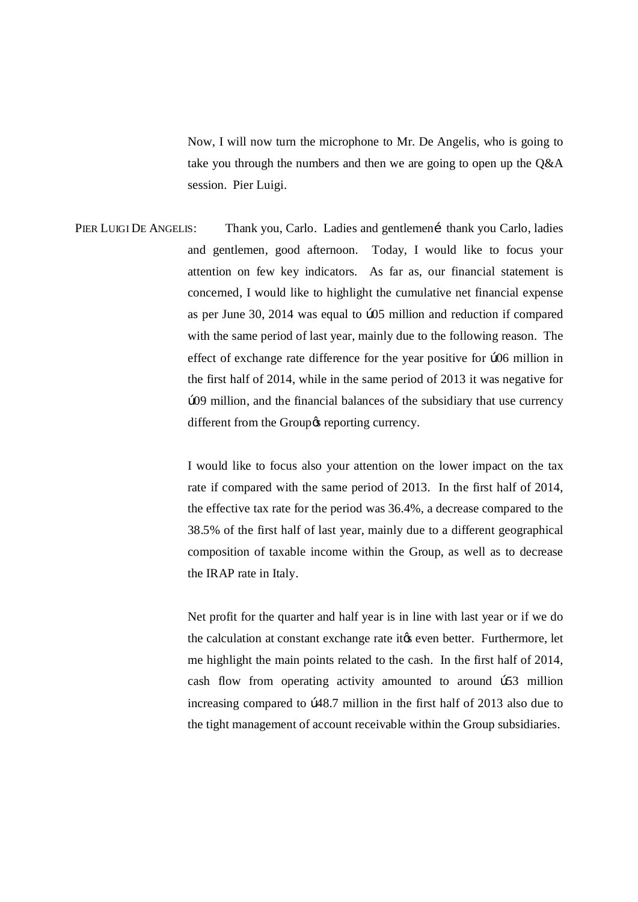Now, I will now turn the microphone to Mr. De Angelis, who is going to take you through the numbers and then we are going to open up the Q&A session. Pier Luigi.

PIER LUIGI DE ANGELIS: Thank you, Carlo. Ladies and gentlemenï thank you Carlo, ladies and gentlemen, good afternoon. Today, I would like to focus your attention on few key indicators. As far as, our financial statement is concerned, I would like to highlight the cumulative net financial expense as per June 30, 2014 was equal to ú05 million and reduction if compared with the same period of last year, mainly due to the following reason. The effect of exchange rate difference for the year positive for ú06 million in the first half of 2014, while in the same period of 2013 it was negative for ú09 million, and the financial balances of the subsidiary that use currency different from the Groupøs reporting currency.

I would like to focus also your attention on the lower impact on the tax rate if compared with the same period of 2013. In the first half of 2014, the effective tax rate for the period was 36.4%, a decrease compared to the 38.5% of the first half of last year, mainly due to a different geographical composition of taxable income within the Group, as well as to decrease the IRAP rate in Italy.

Net profit for the quarter and half year is in line with last year or if we do the calculation at constant exchange rate itøs even better. Furthermore, let me highlight the main points related to the cash. In the first half of 2014, cash flow from operating activity amounted to around ú53 million increasing compared to ú48.7 million in the first half of 2013 also due to the tight management of account receivable within the Group subsidiaries.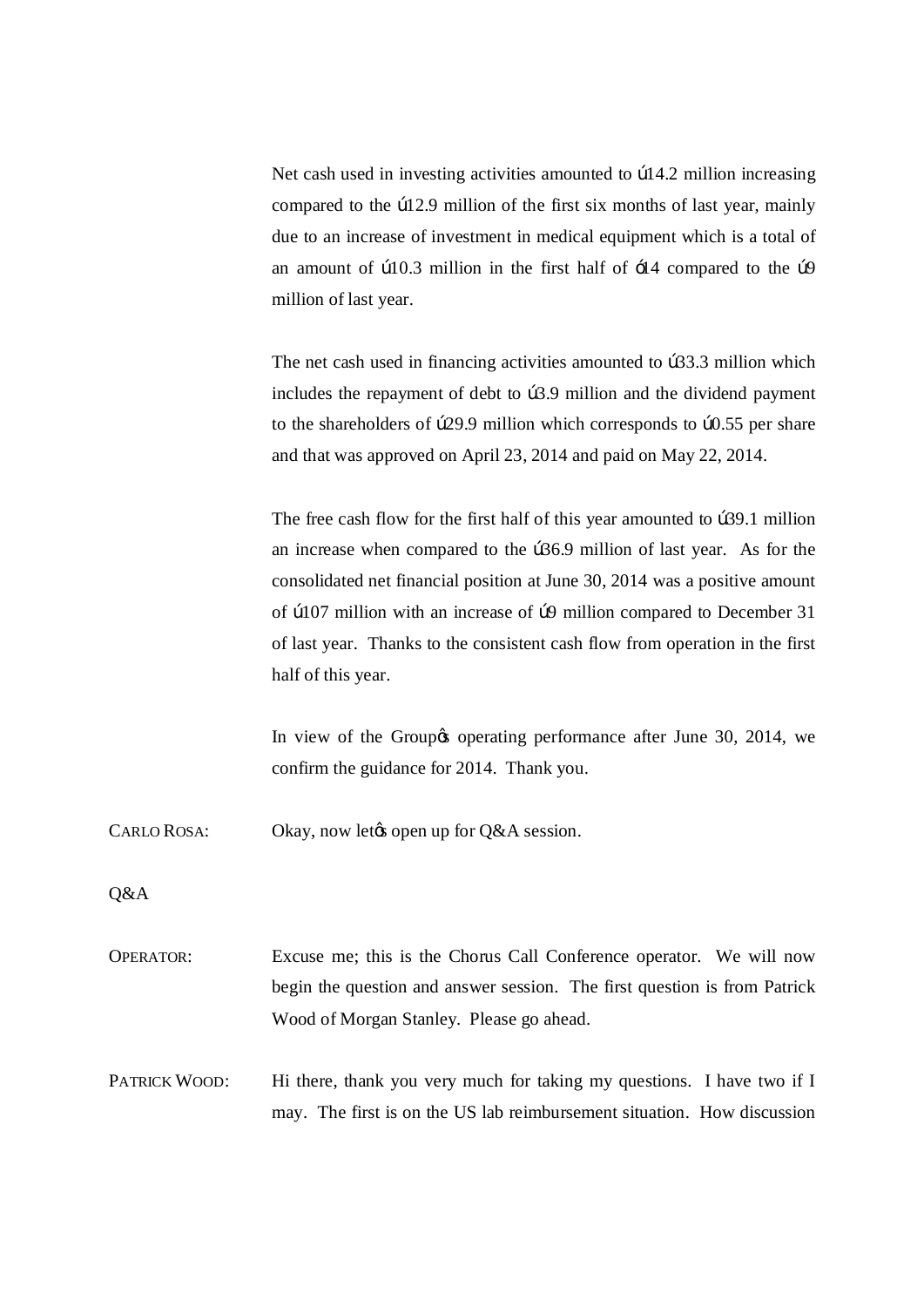Net cash used in investing activities amounted to ú14.2 million increasing compared to the ú12.9 million of the first six months of last year, mainly due to an increase of investment in medical equipment which is a total of an amount of ú10.3 million in the first half of ó14 compared to the ú9 million of last year.

The net cash used in financing activities amounted to ú33.3 million which includes the repayment of debt to ú3.9 million and the dividend payment to the shareholders of ú29.9 million which corresponds to ú0.55 per share and that was approved on April 23, 2014 and paid on May 22, 2014.

The free cash flow for the first half of this year amounted to ú39.1 million an increase when compared to the ú36.9 million of last year. As for the consolidated net financial position at June 30, 2014 was a positive amount of ú107 million with an increase of ú9 million compared to December 31 of last year. Thanks to the consistent cash flow from operation in the first half of this year.

In view of the Groupøs operating performance after June 30, 2014, we confirm the guidance for 2014. Thank you.

CARLO ROSA: Okay, now letøs open up for Q&A session.

Q&A

OPERATOR: Excuse me; this is the Chorus Call Conference operator. We will now begin the question and answer session. The first question is from Patrick Wood of Morgan Stanley. Please go ahead.

PATRICK WOOD: Hi there, thank you very much for taking my questions. I have two if I may. The first is on the US lab reimbursement situation. How discussion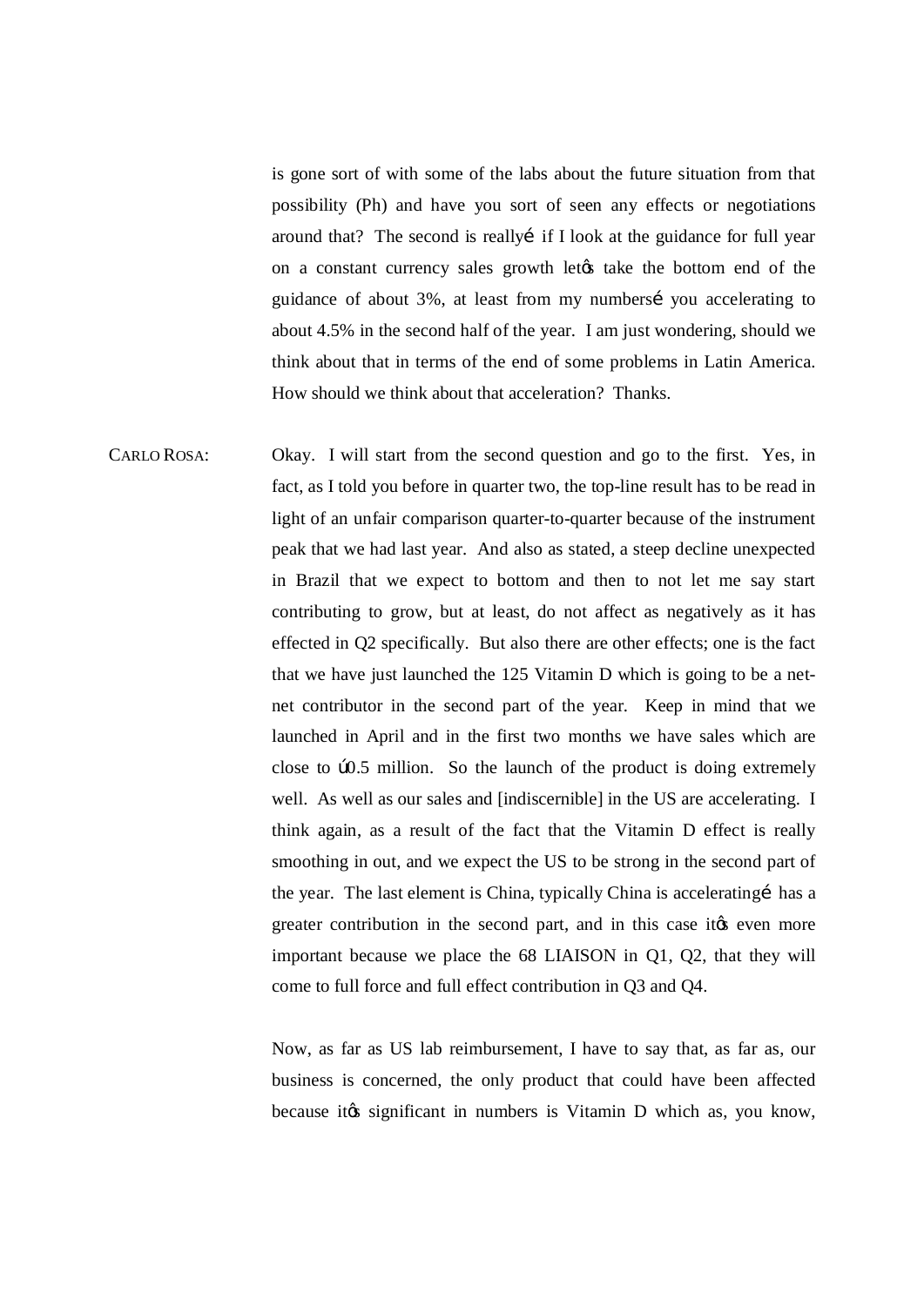is gone sort of with some of the labs about the future situation from that possibility (Ph) and have you sort of seen any effects or negotiations around that? The second is reallyé if I look at the guidance for full year on a constant currency sales growth letøs take the bottom end of the guidance of about 3%, at least from my numbersé you accelerating to about 4.5% in the second half of the year. I am just wondering, should we think about that in terms of the end of some problems in Latin America. How should we think about that acceleration? Thanks.

CARLO ROSA: Okay. I will start from the second question and go to the first. Yes, in fact, as I told you before in quarter two, the top-line result has to be read in light of an unfair comparison quarter-to-quarter because of the instrument peak that we had last year. And also as stated, a steep decline unexpected in Brazil that we expect to bottom and then to not let me say start contributing to grow, but at least, do not affect as negatively as it has effected in Q2 specifically. But also there are other effects; one is the fact that we have just launched the 125 Vitamin D which is going to be a net-net contributor in the second part of the year. Keep in mind that we launched in April and in the first two months we have sales which are close to ú0.5 million. So the launch of the product is doing extremely well. As well as our sales and [indiscernible] in the US are accelerating. I think again, as a result of the fact that the Vitamin D effect is really smoothing in out, and we expect the US to be strong in the second part of the year. The last element is China, typically China is acceleratingé has a greater contribution in the second part, and in this case itøs even more important because we place the 68 LIAISON in Q1, Q2, that they will come to full force and full effect contribution in Q3 and Q4.

Now, as far as US lab reimbursement, I have to say that, as far as, our business is concerned, the only product that could have been affected because itøs significant in numbers is Vitamin D which as, you know,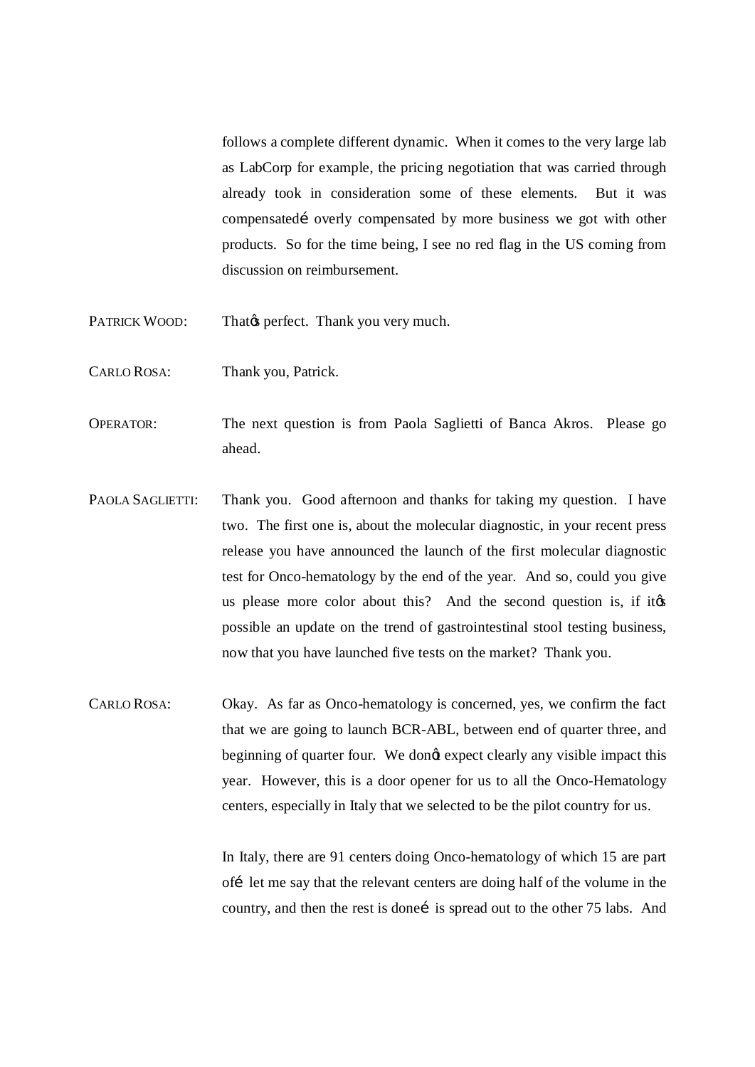follows a complete different dynamic. When it comes to the very large lab as LabCorp for example, the pricing negotiation that was carried through already took in consideration some of these elements. But it was compensatedí overly compensated by more business we got with other products. So for the time being, I see no red flag in the US coming from discussion on reimbursement.

PATRICK WOOD: Thatœ perfect. Thank you very much.

CARLO ROSA: Thank you, Patrick.

OPERATOR: The next question is from Paola Saglietti of Banca Akros. Please go ahead.

PAOLA SAGLIETTI: Thank you. Good afternoon and thanks for taking my question. I have two. The first one is, about the molecular diagnostic, in your recent press release you have announced the launch of the first molecular diagnostic test for Onco-hematology by the end of the year. And so, could you give us please more color about this? And the second question is, if itœ possible an update on the trend of gastrointestinal stool testing business, now that you have launched five tests on the market? Thank you.

CARLO ROSA: Okay. As far as Onco-hematology is concerned, yes, we confirm the fact that we are going to launch BCR-ABL, between end of quarter three, and beginning of quarter four. We donœ expect clearly any visible impact this year. However, this is a door opener for us to all the Onco-Hematology centers, especially in Italy that we selected to be the pilot country for us.

In Italy, there are 91 centers doing Onco-hematology of which 15 are part ofí let me say that the relevant centers are doing half of the volume in the country, and then the rest is doneí is spread out to the other 75 labs. And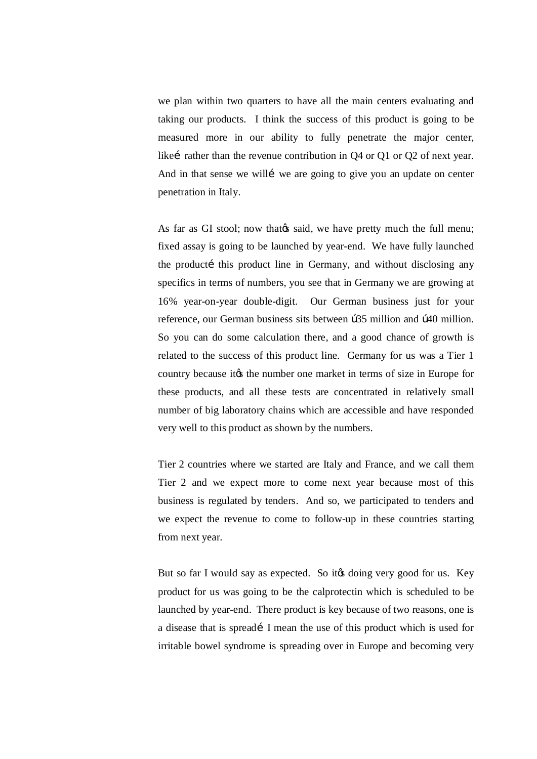we plan within two quarters to have all the main centers evaluating and taking our products. I think the success of this product is going to be measured more in our ability to fully penetrate the major center, likeé rather than the revenue contribution in Q4 or Q1 or Q2 of next year. And in that sense we willé we are going to give you an update on center penetration in Italy.

As far as GI stool; now thatés said, we have pretty much the full menu; fixed assay is going to be launched by year-end. We have fully launched the producté this product line in Germany, and without disclosing any specifics in terms of numbers, you see that in Germany we are growing at 16% year-on-year double-digit. Our German business just for your reference, our German business sits between ú35 million and ú40 million. So you can do some calculation there, and a good chance of growth is related to the success of this product line. Germany for us was a Tier 1 country because ités the number one market in terms of size in Europe for these products, and all these tests are concentrated in relatively small number of big laboratory chains which are accessible and have responded very well to this product as shown by the numbers.

Tier 2 countries where we started are Italy and France, and we call them Tier 2 and we expect more to come next year because most of this business is regulated by tenders. And so, we participated to tenders and we expect the revenue to come to follow-up in these countries starting from next year.

But so far I would say as expected. So ités doing very good for us. Key product for us was going to be the calprotectin which is scheduled to be launched by year-end. There product is key because of two reasons, one is a disease that is spreadé I mean the use of this product which is used for irritable bowel syndrome is spreading over in Europe and becoming very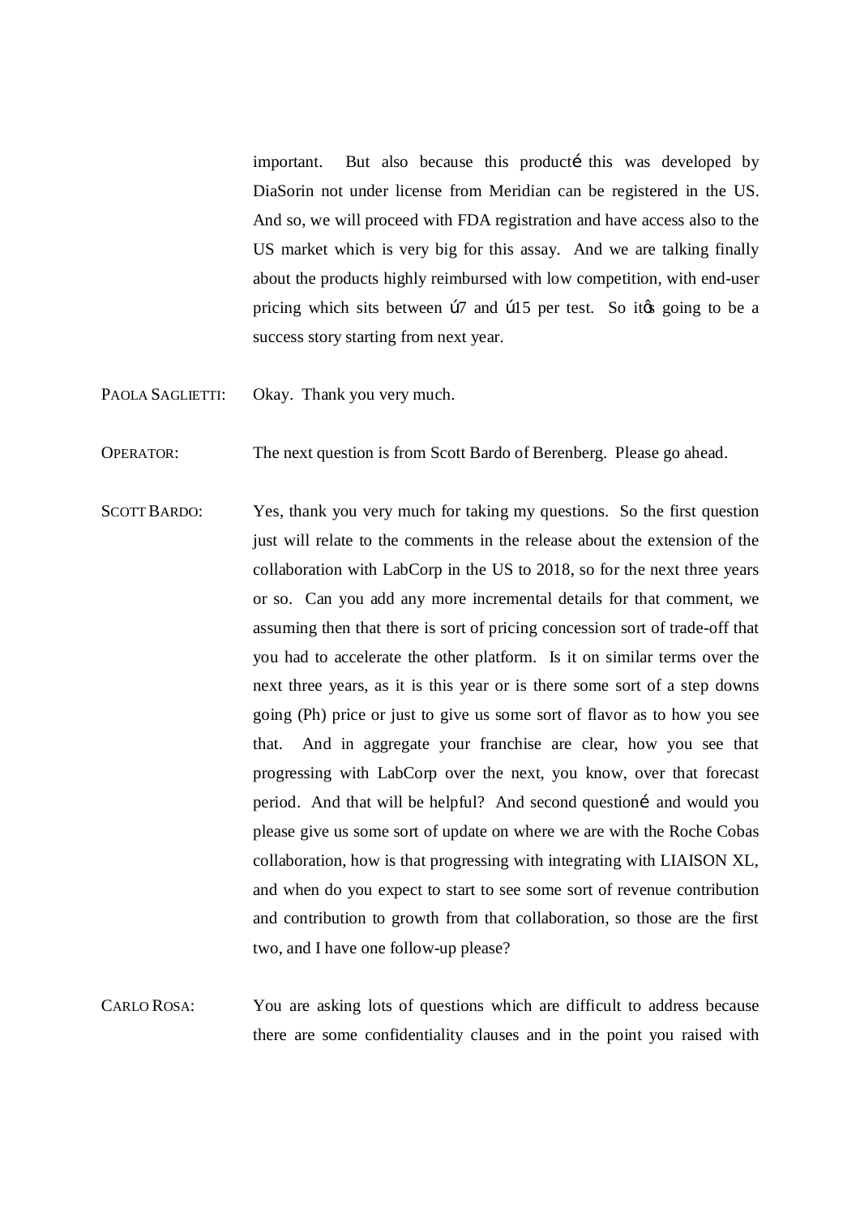important. But also because this product… this was developed by DiaSorin not under license from Meridian can be registered in the US. And so, we will proceed with FDA registration and have access also to the US market which is very big for this assay. And we are talking finally about the products highly reimbursed with low competition, with end-user pricing which sits between €7 and €15 per test. So it's going to be a success story starting from next year.

PAOLA SAGLIETTI: Okay. Thank you very much.

OPERATOR: The next question is from Scott Bardo of Berenberg. Please go ahead.

SCOTT BARDO: Yes, thank you very much for taking my questions. So the first question just will relate to the comments in the release about the extension of the collaboration with LabCorp in the US to 2018, so for the next three years or so. Can you add any more incremental details for that comment, we assuming then that there is sort of pricing concession sort of trade-off that you had to accelerate the other platform. Is it on similar terms over the next three years, as it is this year or is there some sort of a step downs going (Ph) price or just to give us some sort of flavor as to how you see that. And in aggregate your franchise are clear, how you see that progressing with LabCorp over the next, you know, over that forecast period. And that will be helpful? And second question… and would you please give us some sort of update on where we are with the Roche Cobas collaboration, how is that progressing with integrating with LIAISON XL, and when do you expect to start to see some sort of revenue contribution and contribution to growth from that collaboration, so those are the first two, and I have one follow-up please?

CARLO ROSA: You are asking lots of questions which are difficult to address because there are some confidentiality clauses and in the point you raised with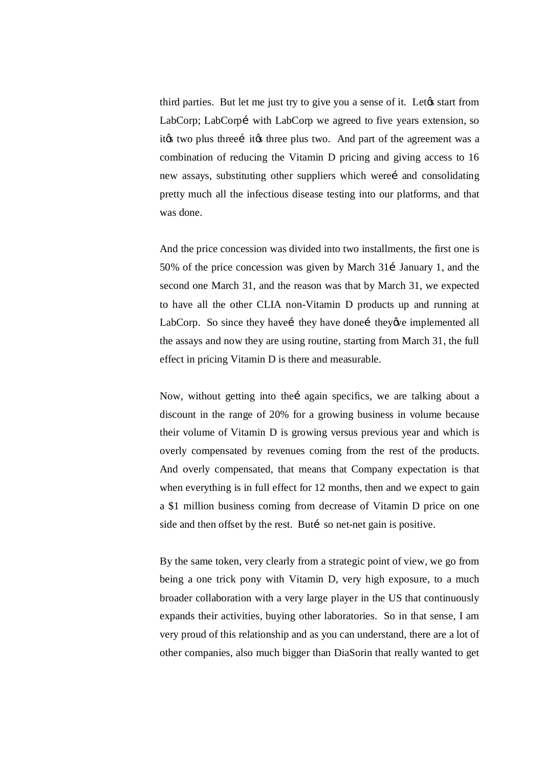third parties. But let me just try to give you a sense of it. Letøs start from LabCorp; LabCorpí with LabCorp we agreed to five years extension, so itøs two plus threeí itøs three plus two. And part of the agreement was a combination of reducing the Vitamin D pricing and giving access to 16 new assays, substituting other suppliers which wereí and consolidating pretty much all the infectious disease testing into our platforms, and that was done.

And the price concession was divided into two installments, the first one is 50% of the price concession was given by March 31í January 1, and the second one March 31, and the reason was that by March 31, we expected to have all the other CLIA non-Vitamin D products up and running at LabCorp. So since they haveí they have doneí theyøve implemented all the assays and now they are using routine, starting from March 31, the full effect in pricing Vitamin D is there and measurable.

Now, without getting into theí again specifics, we are talking about a discount in the range of 20% for a growing business in volume because their volume of Vitamin D is growing versus previous year and which is overly compensated by revenues coming from the rest of the products. And overly compensated, that means that Company expectation is that when everything is in full effect for 12 months, then and we expect to gain a $1 million business coming from decrease of Vitamin D price on one side and then offset by the rest. Butí so net-net gain is positive.

By the same token, very clearly from a strategic point of view, we go from being a one trick pony with Vitamin D, very high exposure, to a much broader collaboration with a very large player in the US that continuously expands their activities, buying other laboratories. So in that sense, I am very proud of this relationship and as you can understand, there are a lot of other companies, also much bigger than DiaSorin that really wanted to get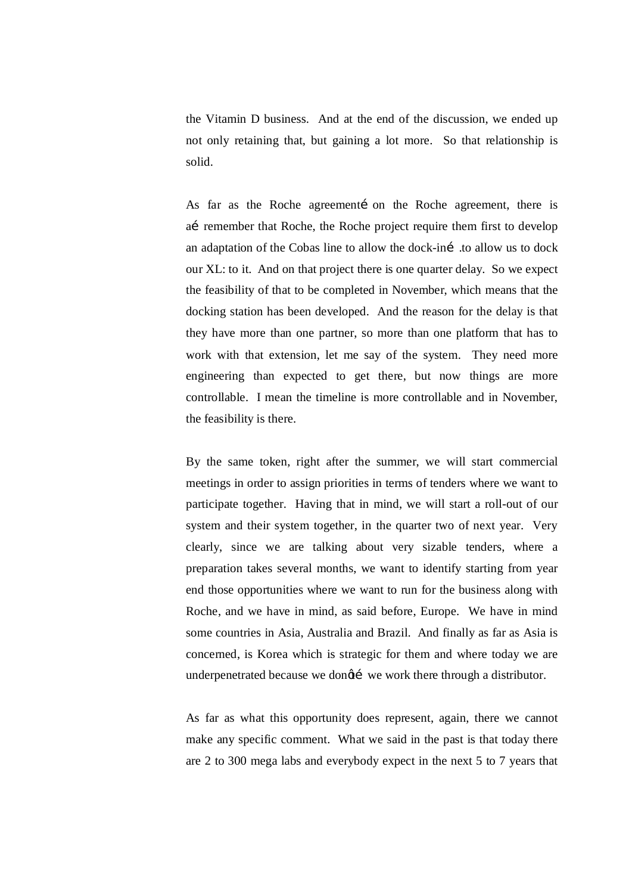the Vitamin D business. And at the end of the discussion, we ended up not only retaining that, but gaining a lot more. So that relationship is solid.

As far as the Roche agreementé on the Roche agreement, there is aé remember that Roche, the Roche project require them first to develop an adaptation of the Cobas line to allow the dock-iné .to allow us to dock our XL: to it. And on that project there is one quarter delay. So we expect the feasibility of that to be completed in November, which means that the docking station has been developed. And the reason for the delay is that they have more than one partner, so more than one platform that has to work with that extension, let me say of the system. They need more engineering than expected to get there, but now things are more controllable. I mean the timeline is more controllable and in November, the feasibility is there.

By the same token, right after the summer, we will start commercial meetings in order to assign priorities in terms of tenders where we want to participate together. Having that in mind, we will start a roll-out of our system and their system together, in the quarter two of next year. Very clearly, since we are talking about very sizable tenders, where a preparation takes several months, we want to identify starting from year end those opportunities where we want to run for the business along with Roche, and we have in mind, as said before, Europe. We have in mind some countries in Asia, Australia and Brazil. And finally as far as Asia is concerned, is Korea which is strategic for them and where today we are underpenetrated because we donøté we work there through a distributor.

As far as what this opportunity does represent, again, there we cannot make any specific comment. What we said in the past is that today there are 2 to 300 mega labs and everybody expect in the next 5 to 7 years that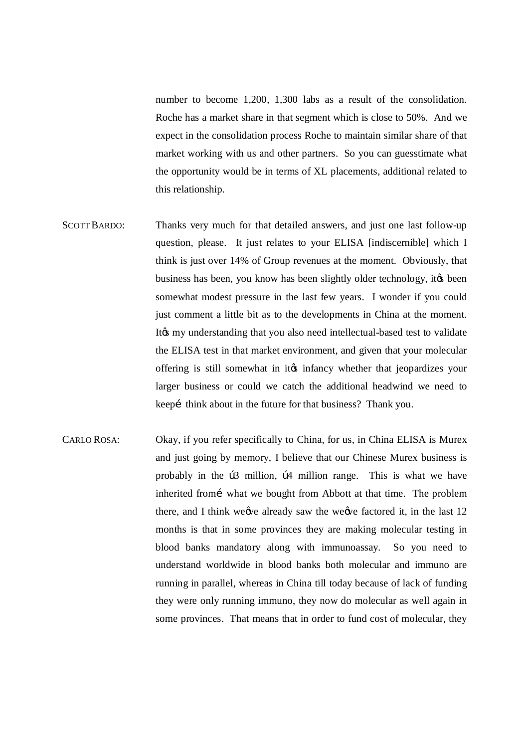number to become 1,200, 1,300 labs as a result of the consolidation. Roche has a market share in that segment which is close to 50%. And we expect in the consolidation process Roche to maintain similar share of that market working with us and other partners. So you can guesstimate what the opportunity would be in terms of XL placements, additional related to this relationship.

SCOTT BARDO: Thanks very much for that detailed answers, and just one last follow-up question, please. It just relates to your ELISA [indiscernible] which I think is just over 14% of Group revenues at the moment. Obviously, that business has been, you know has been slightly older technology, itøs been somewhat modest pressure in the last few years. I wonder if you could just comment a little bit as to the developments in China at the moment. Itøs my understanding that you also need intellectual-based test to validate the ELISA test in that market environment, and given that your molecular offering is still somewhat in itøs infancy whether that jeopardizes your larger business or could we catch the additional headwind we need to keepí think about in the future for that business? Thank you.

CARLO ROSA: Okay, if you refer specifically to China, for us, in China ELISA is Murex and just going by memory, I believe that our Chinese Murex business is probably in the ú3 million, ú4 million range. This is what we have inherited fromí what we bought from Abbott at that time. The problem there, and I think weøve already saw the weøve factored it, in the last 12 months is that in some provinces they are making molecular testing in blood banks mandatory along with immunoassay. So you need to understand worldwide in blood banks both molecular and immuno are running in parallel, whereas in China till today because of lack of funding they were only running immuno, they now do molecular as well again in some provinces. That means that in order to fund cost of molecular, they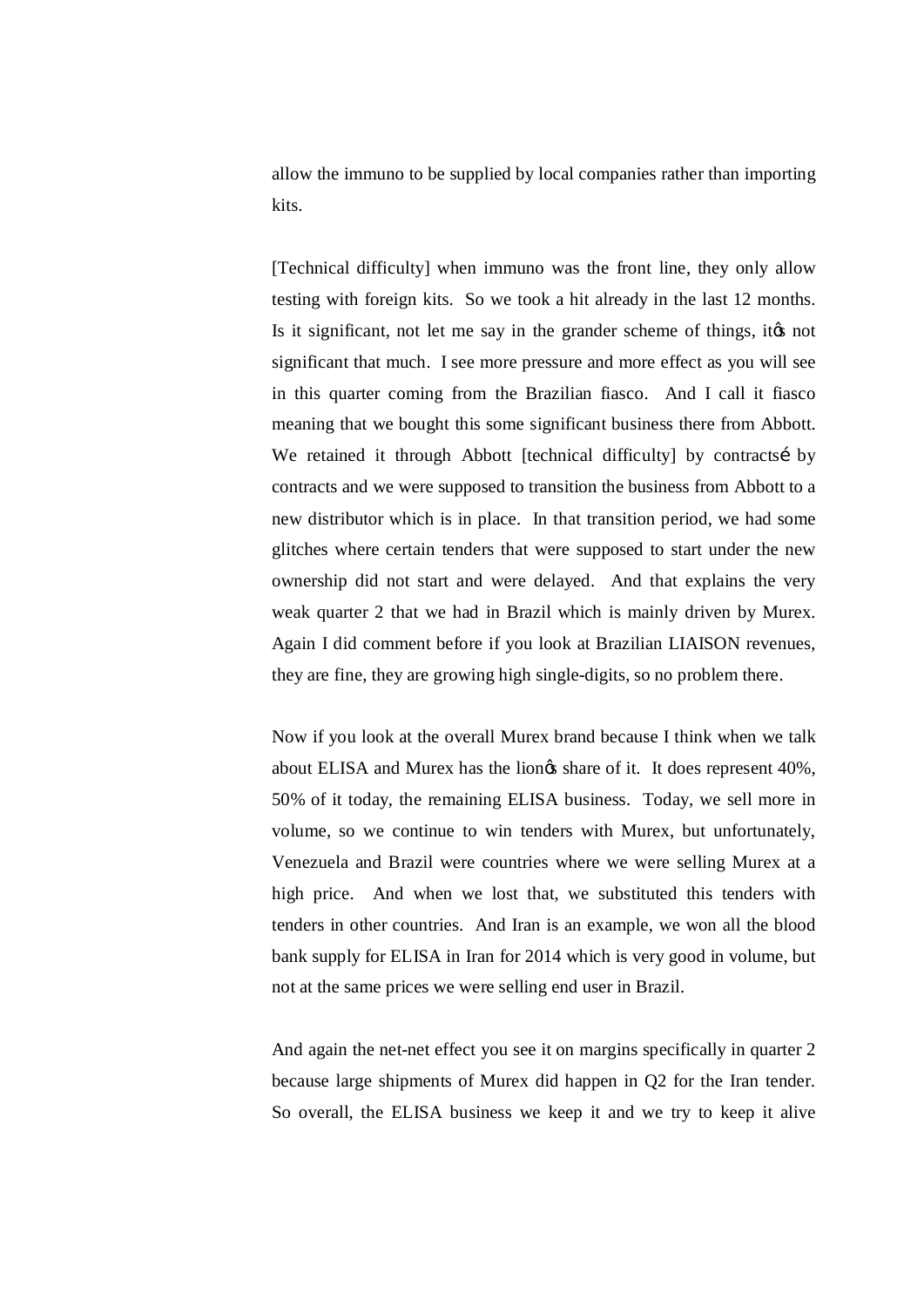allow the immuno to be supplied by local companies rather than importing kits.

[Technical difficulty] when immuno was the front line, they only allow testing with foreign kits. So we took a hit already in the last 12 months. Is it significant, not let me say in the grander scheme of things, itø not significant that much. I see more pressure and more effect as you will see in this quarter coming from the Brazilian fiasco. And I call it fiasco meaning that we bought this some significant business there from Abbott. We retained it through Abbott [technical difficulty] by contractsí by contracts and we were supposed to transition the business from Abbott to a new distributor which is in place. In that transition period, we had some glitches where certain tenders that were supposed to start under the new ownership did not start and were delayed. And that explains the very weak quarter 2 that we had in Brazil which is mainly driven by Murex. Again I did comment before if you look at Brazilian LIAISON revenues, they are fine, they are growing high single-digits, so no problem there.

Now if you look at the overall Murex brand because I think when we talk about ELISA and Murex has the lionø share of it. It does represent 40%, 50% of it today, the remaining ELISA business. Today, we sell more in volume, so we continue to win tenders with Murex, but unfortunately, Venezuela and Brazil were countries where we were selling Murex at a high price. And when we lost that, we substituted this tenders with tenders in other countries. And Iran is an example, we won all the blood bank supply for ELISA in Iran for 2014 which is very good in volume, but not at the same prices we were selling end user in Brazil.

And again the net-net effect you see it on margins specifically in quarter 2 because large shipments of Murex did happen in Q2 for the Iran tender. So overall, the ELISA business we keep it and we try to keep it alive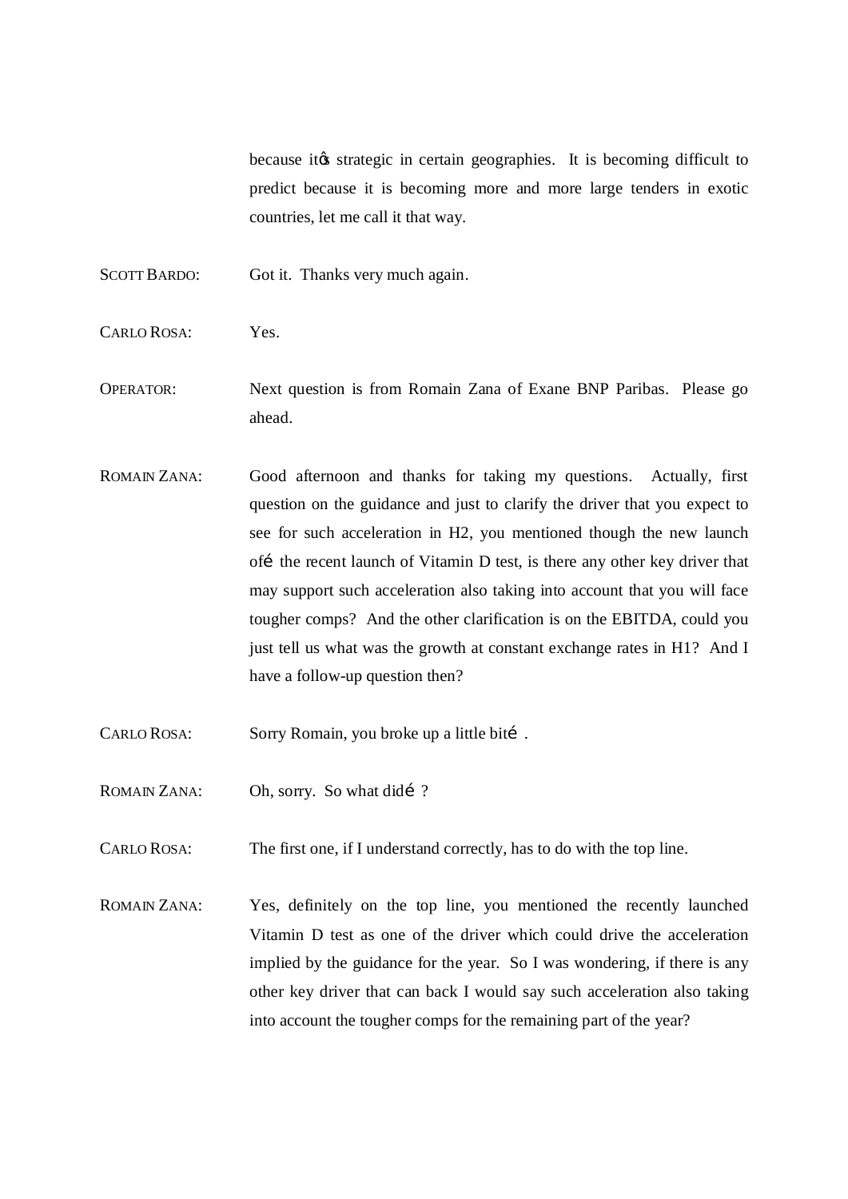because itø strategic in certain geographies. It is becoming difficult to predict because it is becoming more and more large tenders in exotic countries, let me call it that way.

SCOTT BARDO: Got it. Thanks very much again.

CARLO ROSA: Yes.

OPERATOR: Next question is from Romain Zana of Exane BNP Paribas. Please go ahead.

ROMAIN ZANA: Good afternoon and thanks for taking my questions. Actually, first question on the guidance and just to clarify the driver that you expect to see for such acceleration in H2, you mentioned though the new launch ofé the recent launch of Vitamin D test, is there any other key driver that may support such acceleration also taking into account that you will face tougher comps? And the other clarification is on the EBITDA, could you just tell us what was the growth at constant exchange rates in H1? And I have a follow-up question then?

CARLO ROSA: Sorry Romain, you broke up a little bité .

ROMAIN ZANA: Oh, sorry. So what didé ?

CARLO ROSA: The first one, if I understand correctly, has to do with the top line.

ROMAIN ZANA: Yes, definitely on the top line, you mentioned the recently launched Vitamin D test as one of the driver which could drive the acceleration implied by the guidance for the year. So I was wondering, if there is any other key driver that can back I would say such acceleration also taking into account the tougher comps for the remaining part of the year?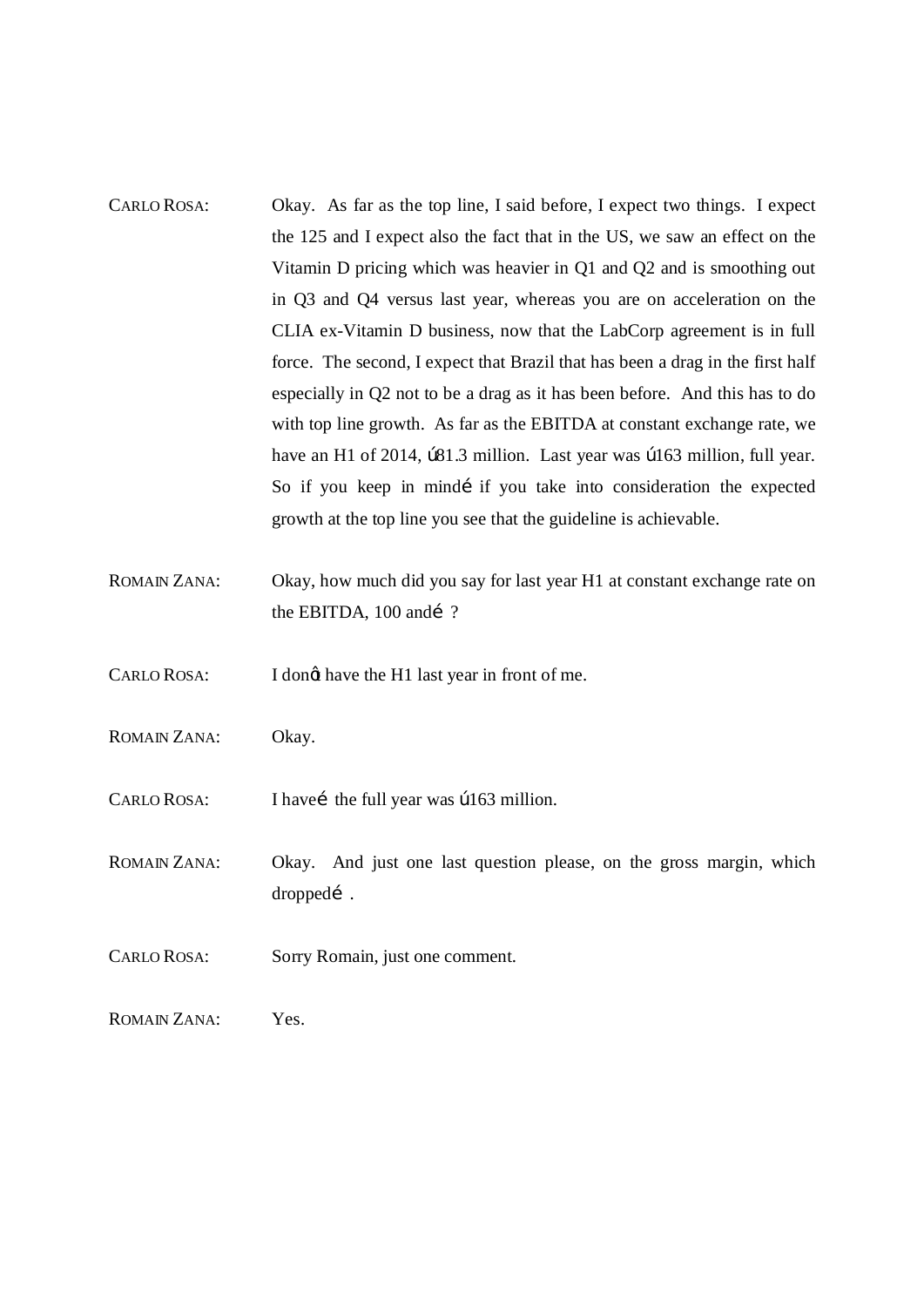CARLO ROSA: Okay. As far as the top line, I said before, I expect two things. I expect the 125 and I expect also the fact that in the US, we saw an effect on the Vitamin D pricing which was heavier in Q1 and Q2 and is smoothing out in Q3 and Q4 versus last year, whereas you are on acceleration on the CLIA ex-Vitamin D business, now that the LabCorp agreement is in full force. The second, I expect that Brazil that has been a drag in the first half especially in Q2 not to be a drag as it has been before. And this has to do with top line growth. As far as the EBITDA at constant exchange rate, we have an H1 of 2014, ú81.3 million. Last year was ú163 million, full year. So if you keep in mindé if you take into consideration the expected growth at the top line you see that the guideline is achievable.

ROMAIN ZANA: Okay, how much did you say for last year H1 at constant exchange rate on the EBITDA, 100 andé ?

CARLO ROSA: I donŧ have the H1 last year in front of me.

ROMAIN ZANA: Okay.

CARLO ROSA: I haveé the full year was ú163 million.

ROMAIN ZANA: Okay. And just one last question please, on the gross margin, which droppedé .

CARLO ROSA: Sorry Romain, just one comment.

ROMAIN ZANA: Yes.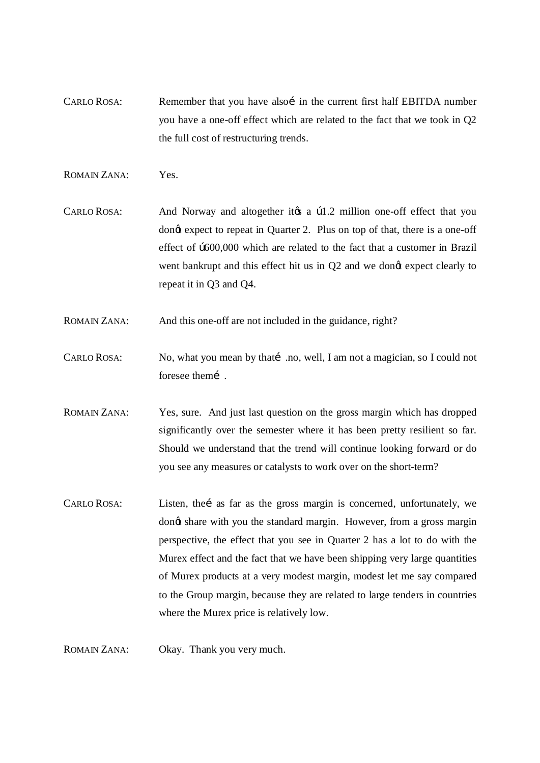CARLO ROSA: Remember that you have also… in the current first half EBITDA number you have a one-off effect which are related to the fact that we took in Q2 the full cost of restructuring trends.

ROMAIN ZANA: Yes.

CARLO ROSA: And Norway and altogether it's a €1.2 million one-off effect that you don't expect to repeat in Quarter 2. Plus on top of that, there is a one-off effect of €600,000 which are related to the fact that a customer in Brazil went bankrupt and this effect hit us in Q2 and we don't expect clearly to repeat it in Q3 and Q4.

ROMAIN ZANA: And this one-off are not included in the guidance, right?

CARLO ROSA: No, what you mean by that… .no, well, I am not a magician, so I could not foresee them… .

ROMAIN ZANA: Yes, sure. And just last question on the gross margin which has dropped significantly over the semester where it has been pretty resilient so far. Should we understand that the trend will continue looking forward or do you see any measures or catalysts to work over on the short-term?

CARLO ROSA: Listen, the… as far as the gross margin is concerned, unfortunately, we don't share with you the standard margin. However, from a gross margin perspective, the effect that you see in Quarter 2 has a lot to do with the Murex effect and the fact that we have been shipping very large quantities of Murex products at a very modest margin, modest let me say compared to the Group margin, because they are related to large tenders in countries where the Murex price is relatively low.

ROMAIN ZANA: Okay. Thank you very much.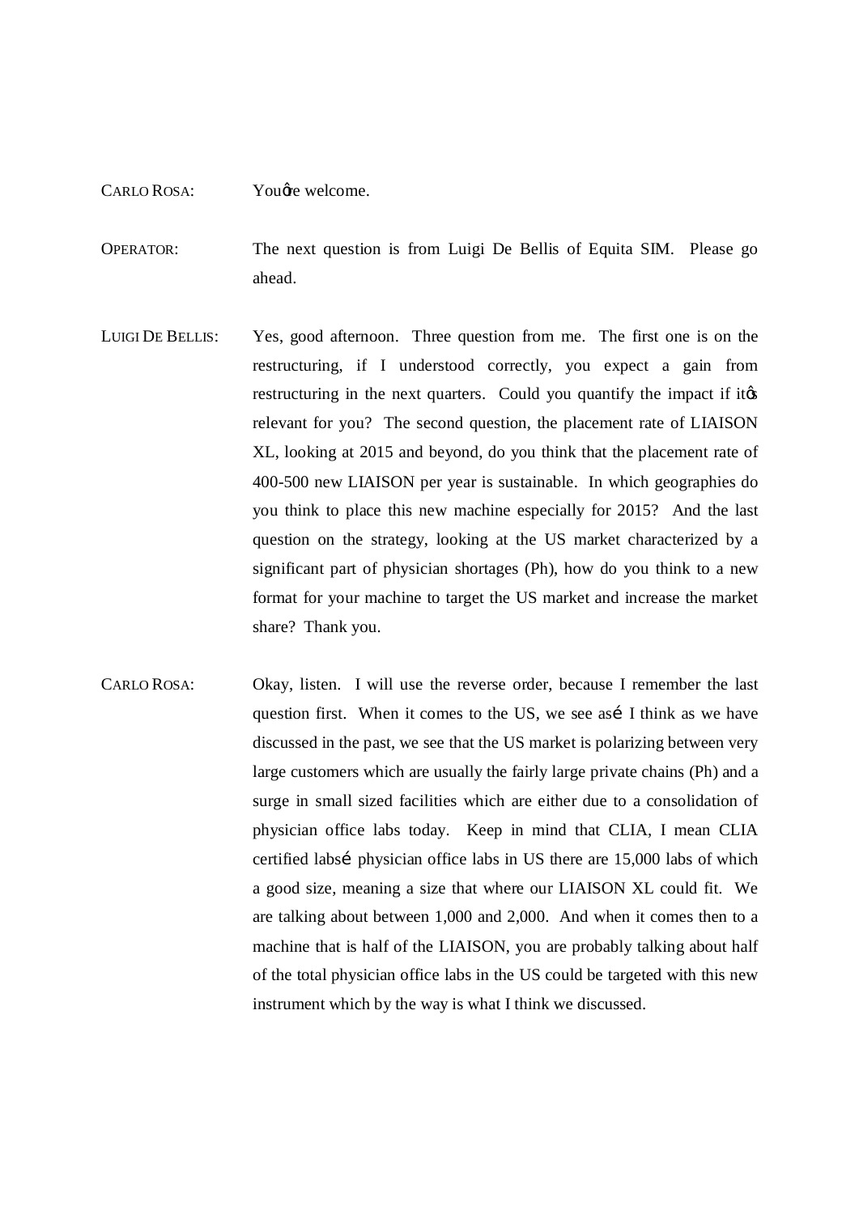CARLO ROSA: You're welcome.

OPERATOR: The next question is from Luigi De Bellis of Equita SIM. Please go ahead.

LUIGI DE BELLIS: Yes, good afternoon. Three question from me. The first one is on the restructuring, if I understood correctly, you expect a gain from restructuring in the next quarters. Could you quantify the impact if it's relevant for you? The second question, the placement rate of LIAISON XL, looking at 2015 and beyond, do you think that the placement rate of 400-500 new LIAISON per year is sustainable. In which geographies do you think to place this new machine especially for 2015? And the last question on the strategy, looking at the US market characterized by a significant part of physician shortages (Ph), how do you think to a new format for your machine to target the US market and increase the market share? Thank you.

CARLO ROSA: Okay, listen. I will use the reverse order, because I remember the last question first. When it comes to the US, we see as… I think as we have discussed in the past, we see that the US market is polarizing between very large customers which are usually the fairly large private chains (Ph) and a surge in small sized facilities which are either due to a consolidation of physician office labs today. Keep in mind that CLIA, I mean CLIA certified labs… physician office labs in US there are 15,000 labs of which a good size, meaning a size that where our LIAISON XL could fit. We are talking about between 1,000 and 2,000. And when it comes then to a machine that is half of the LIAISON, you are probably talking about half of the total physician office labs in the US could be targeted with this new instrument which by the way is what I think we discussed.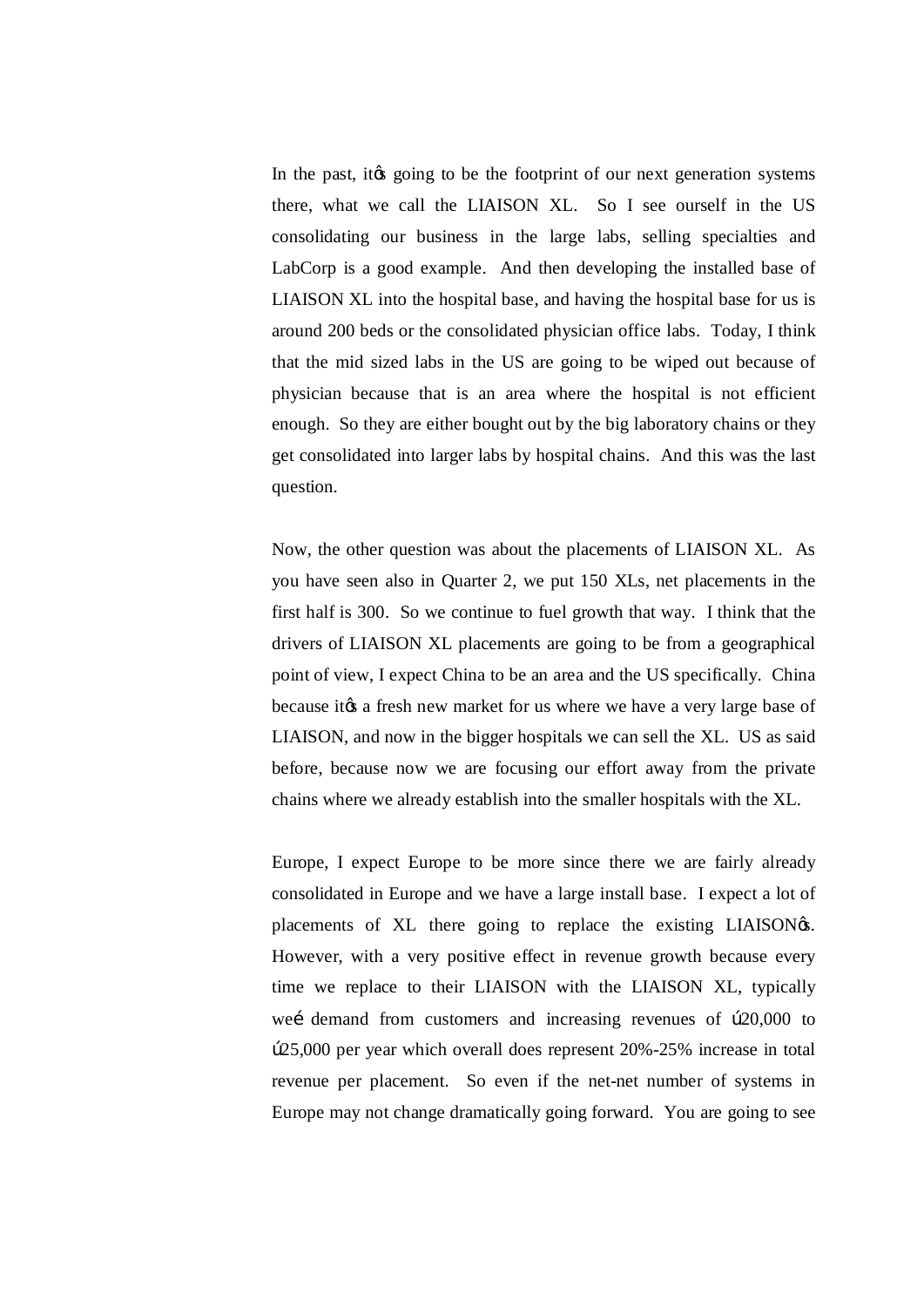In the past, itǿs going to be the footprint of our next generation systems there, what we call the LIAISON XL. So I see ourself in the US consolidating our business in the large labs, selling specialties and LabCorp is a good example. And then developing the installed base of LIAISON XL into the hospital base, and having the hospital base for us is around 200 beds or the consolidated physician office labs. Today, I think that the mid sized labs in the US are going to be wiped out because of physician because that is an area where the hospital is not efficient enough. So they are either bought out by the big laboratory chains or they get consolidated into larger labs by hospital chains. And this was the last question.

Now, the other question was about the placements of LIAISON XL. As you have seen also in Quarter 2, we put 150 XLs, net placements in the first half is 300. So we continue to fuel growth that way. I think that the drivers of LIAISON XL placements are going to be from a geographical point of view, I expect China to be an area and the US specifically. China because itǿs a fresh new market for us where we have a very large base of LIAISON, and now in the bigger hospitals we can sell the XL. US as said before, because now we are focusing our effort away from the private chains where we already establish into the smaller hospitals with the XL.

Europe, I expect Europe to be more since there we are fairly already consolidated in Europe and we have a large install base. I expect a lot of placements of XL there going to replace the existing LIAISONǿs. However, with a very positive effect in revenue growth because every time we replace to their LIAISON with the LIAISON XL, typically weí demand from customers and increasing revenues of ú20,000 to ú25,000 per year which overall does represent 20%-25% increase in total revenue per placement. So even if the net-net number of systems in Europe may not change dramatically going forward. You are going to see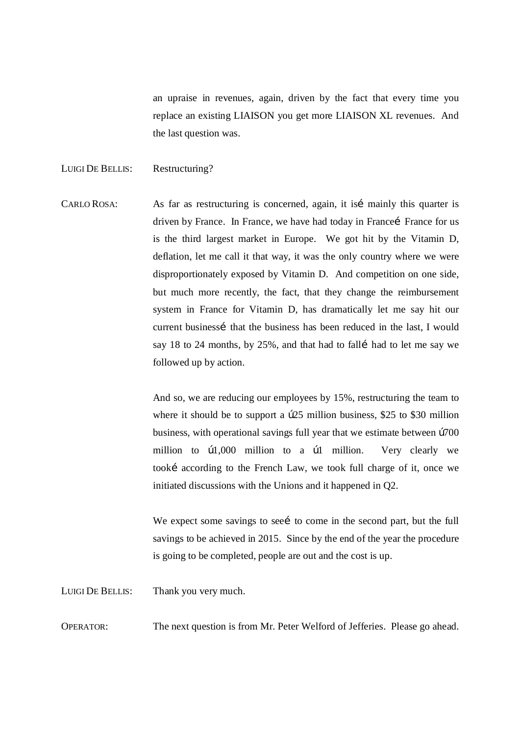an upraise in revenues, again, driven by the fact that every time you replace an existing LIAISON you get more LIAISON XL revenues. And the last question was.

LUIGI DE BELLIS: Restructuring?

CARLO ROSA: As far as restructuring is concerned, again, it isé mainly this quarter is driven by France. In France, we have had today in Franceé France for us is the third largest market in Europe. We got hit by the Vitamin D, deflation, let me call it that way, it was the only country where we were disproportionately exposed by Vitamin D. And competition on one side, but much more recently, the fact, that they change the reimbursement system in France for Vitamin D, has dramatically let me say hit our current businessé that the business has been reduced in the last, I would say 18 to 24 months, by 25%, and that had to fallé had to let me say we followed up by action.

And so, we are reducing our employees by 15%, restructuring the team to where it should be to support a ú25 million business, $25 to $30 million business, with operational savings full year that we estimate between ú700 million to ú1,000 million to a ú1 million. Very clearly we tooké according to the French Law, we took full charge of it, once we initiated discussions with the Unions and it happened in Q2.

We expect some savings to seeé to come in the second part, but the full savings to be achieved in 2015. Since by the end of the year the procedure is going to be completed, people are out and the cost is up.

LUIGI DE BELLIS: Thank you very much.

OPERATOR: The next question is from Mr. Peter Welford of Jefferies. Please go ahead.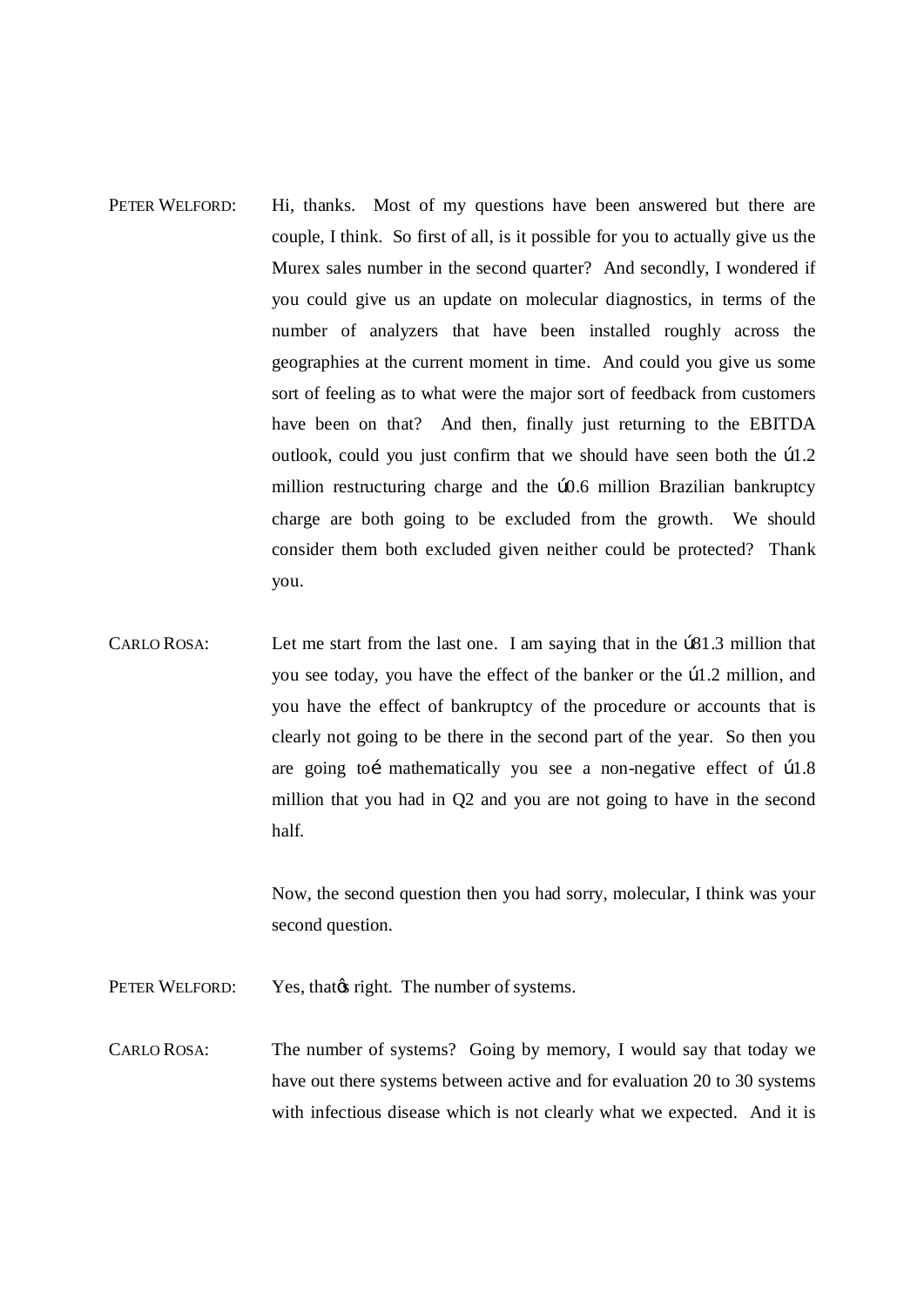PETER WELFORD: Hi, thanks. Most of my questions have been answered but there are couple, I think. So first of all, is it possible for you to actually give us the Murex sales number in the second quarter? And secondly, I wondered if you could give us an update on molecular diagnostics, in terms of the number of analyzers that have been installed roughly across the geographies at the current moment in time. And could you give us some sort of feeling as to what were the major sort of feedback from customers have been on that? And then, finally just returning to the EBITDA outlook, could you just confirm that we should have seen both the ú1.2 million restructuring charge and the ú0.6 million Brazilian bankruptcy charge are both going to be excluded from the growth. We should consider them both excluded given neither could be protected? Thank you.

CARLO ROSA: Let me start from the last one. I am saying that in the ú81.3 million that you see today, you have the effect of the banker or the ú1.2 million, and you have the effect of bankruptcy of the procedure or accounts that is clearly not going to be there in the second part of the year. So then you are going toí mathematically you see a non-negative effect of ú1.8 million that you had in Q2 and you are not going to have in the second half.

Now, the second question then you had sorry, molecular, I think was your second question.

PETER WELFORD: Yes, thatøs right. The number of systems.

CARLO ROSA: The number of systems? Going by memory, I would say that today we have out there systems between active and for evaluation 20 to 30 systems with infectious disease which is not clearly what we expected. And it is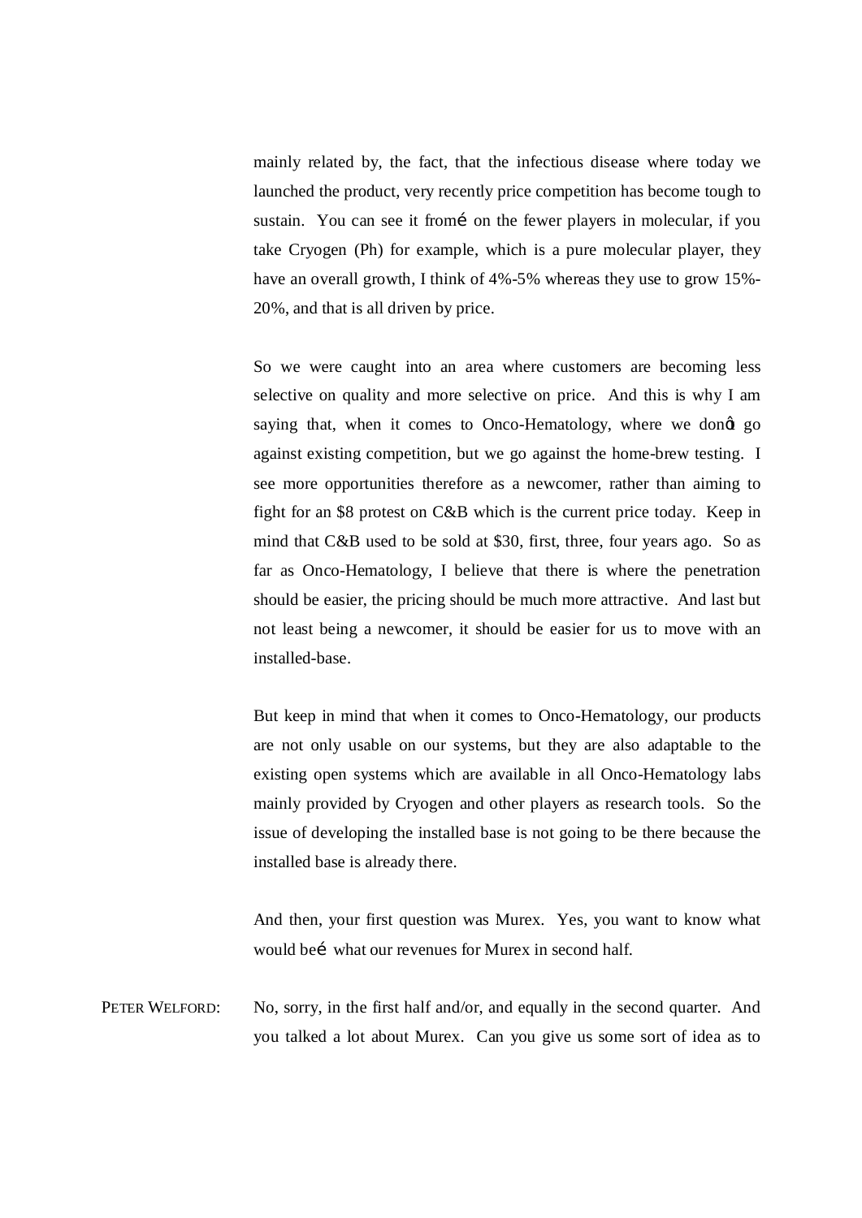mainly related by, the fact, that the infectious disease where today we launched the product, very recently price competition has become tough to sustain. You can see it fromé on the fewer players in molecular, if you take Cryogen (Ph) for example, which is a pure molecular player, they have an overall growth, I think of 4%-5% whereas they use to grow 15%-20%, and that is all driven by price.

So we were caught into an area where customers are becoming less selective on quality and more selective on price. And this is why I am saying that, when it comes to Onco-Hematology, where we donōt go against existing competition, but we go against the home-brew testing. I see more opportunities therefore as a newcomer, rather than aiming to fight for an $8 protest on C&B which is the current price today. Keep in mind that C&B used to be sold at $30, first, three, four years ago. So as far as Onco-Hematology, I believe that there is where the penetration should be easier, the pricing should be much more attractive. And last but not least being a newcomer, it should be easier for us to move with an installed-base.

But keep in mind that when it comes to Onco-Hematology, our products are not only usable on our systems, but they are also adaptable to the existing open systems which are available in all Onco-Hematology labs mainly provided by Cryogen and other players as research tools. So the issue of developing the installed base is not going to be there because the installed base is already there.

And then, your first question was Murex. Yes, you want to know what would beé what our revenues for Murex in second half.

PETER WELFORD: No, sorry, in the first half and/or, and equally in the second quarter. And you talked a lot about Murex. Can you give us some sort of idea as to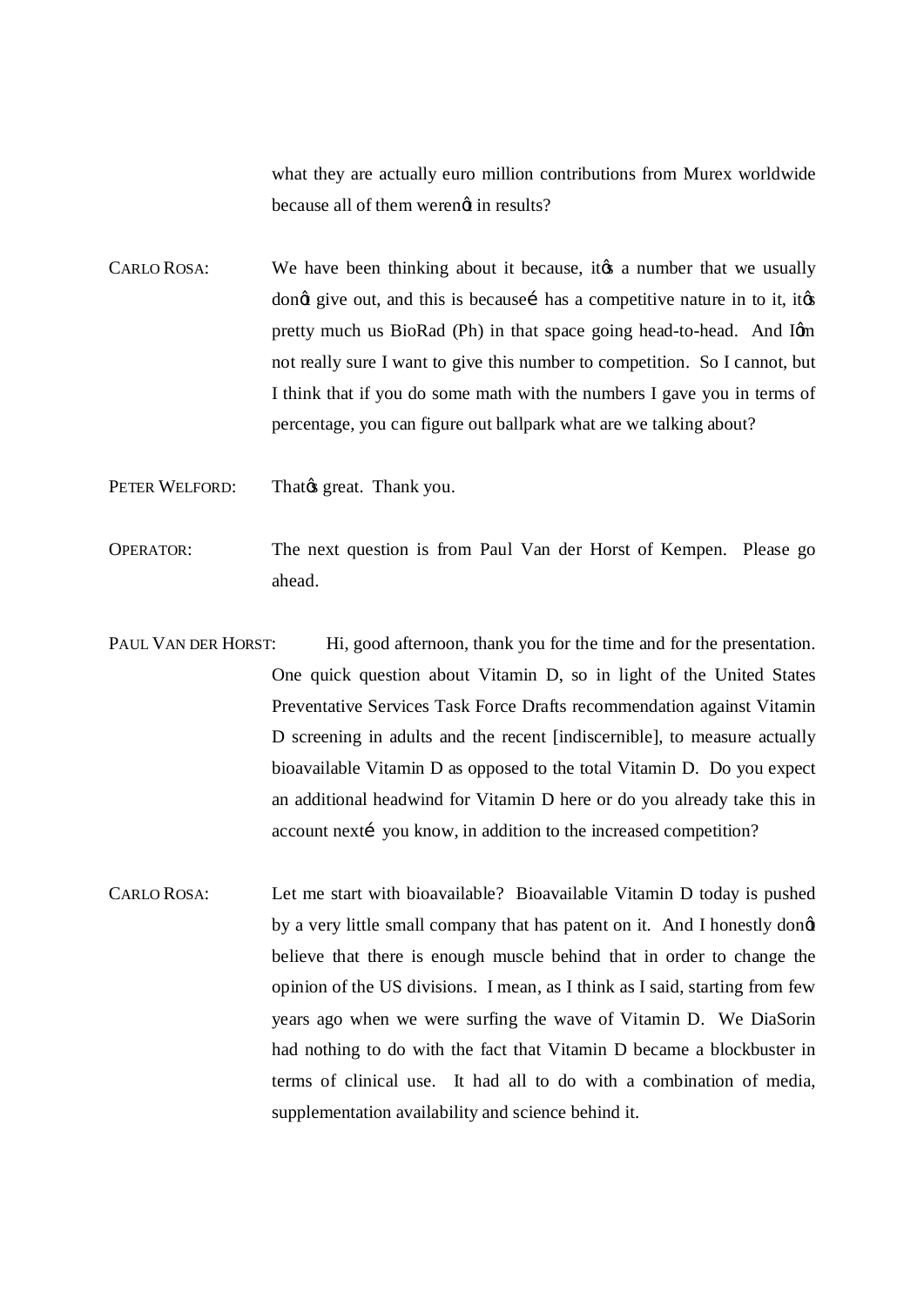what they are actually euro million contributions from Murex worldwide because all of them werenøt in results?

CARLO ROSA: We have been thinking about it because, itøs a number that we usually donøt give out, and this is becauseí has a competitive nature in to it, itøs pretty much us BioRad (Ph) in that space going head-to-head. And Iøm not really sure I want to give this number to competition. So I cannot, but I think that if you do some math with the numbers I gave you in terms of percentage, you can figure out ballpark what are we talking about?

PETER WELFORD: Thatøs great. Thank you.

OPERATOR: The next question is from Paul Van der Horst of Kempen. Please go ahead.

PAUL VAN DER HORST: Hi, good afternoon, thank you for the time and for the presentation. One quick question about Vitamin D, so in light of the United States Preventative Services Task Force Drafts recommendation against Vitamin D screening in adults and the recent [indiscernible], to measure actually bioavailable Vitamin D as opposed to the total Vitamin D. Do you expect an additional headwind for Vitamin D here or do you already take this in account nextí you know, in addition to the increased competition?

CARLO ROSA: Let me start with bioavailable? Bioavailable Vitamin D today is pushed by a very little small company that has patent on it. And I honestly donøt believe that there is enough muscle behind that in order to change the opinion of the US divisions. I mean, as I think as I said, starting from few years ago when we were surfing the wave of Vitamin D. We DiaSorin had nothing to do with the fact that Vitamin D became a blockbuster in terms of clinical use. It had all to do with a combination of media, supplementation availability and science behind it.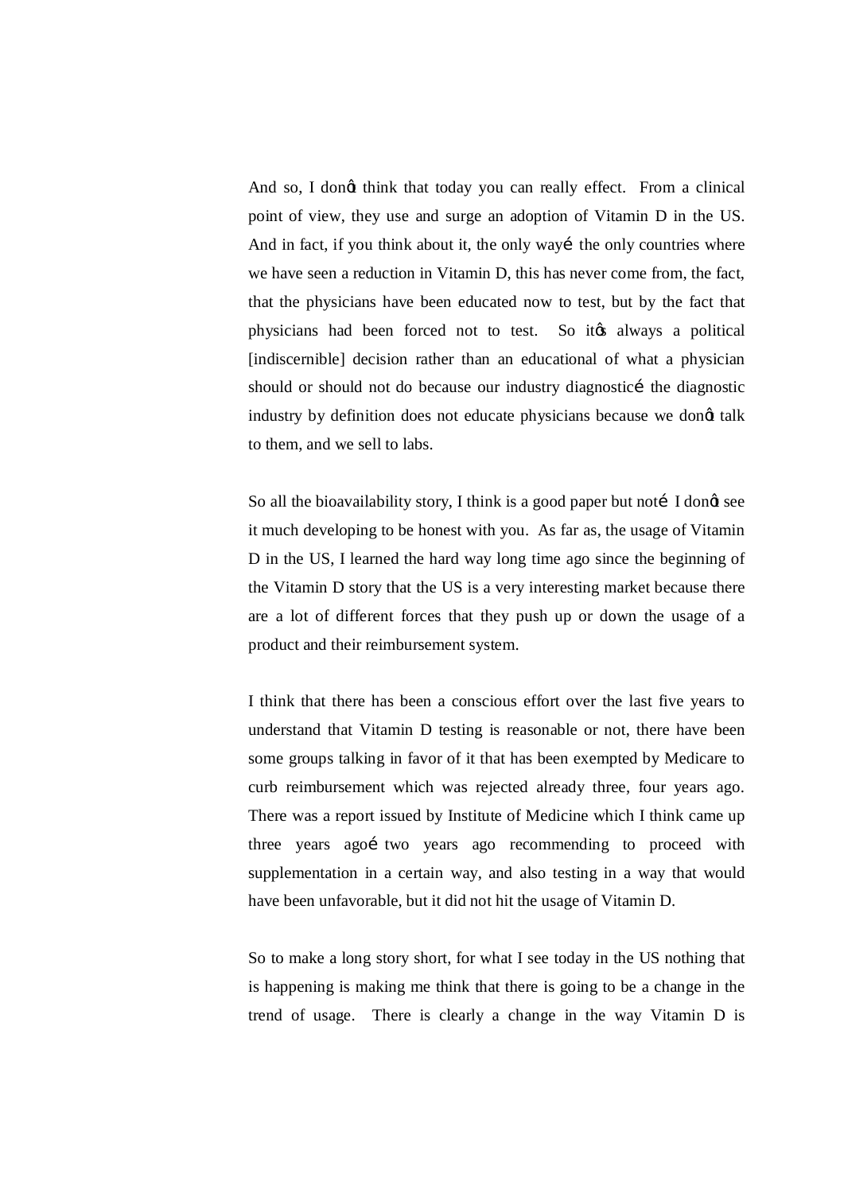And so, I donøt think that today you can really effect. From a clinical point of view, they use and surge an adoption of Vitamin D in the US. And in fact, if you think about it, the only wayí the only countries where we have seen a reduction in Vitamin D, this has never come from, the fact, that the physicians have been educated now to test, but by the fact that physicians had been forced not to test. So itøs always a political [indiscernible] decision rather than an educational of what a physician should or should not do because our industry diagnosticí the diagnostic industry by definition does not educate physicians because we donøt talk to them, and we sell to labs.

So all the bioavailability story, I think is a good paper but notí I donøt see it much developing to be honest with you. As far as, the usage of Vitamin D in the US, I learned the hard way long time ago since the beginning of the Vitamin D story that the US is a very interesting market because there are a lot of different forces that they push up or down the usage of a product and their reimbursement system.

I think that there has been a conscious effort over the last five years to understand that Vitamin D testing is reasonable or not, there have been some groups talking in favor of it that has been exempted by Medicare to curb reimbursement which was rejected already three, four years ago. There was a report issued by Institute of Medicine which I think came up three years agoí two years ago recommending to proceed with supplementation in a certain way, and also testing in a way that would have been unfavorable, but it did not hit the usage of Vitamin D.

So to make a long story short, for what I see today in the US nothing that is happening is making me think that there is going to be a change in the trend of usage. There is clearly a change in the way Vitamin D is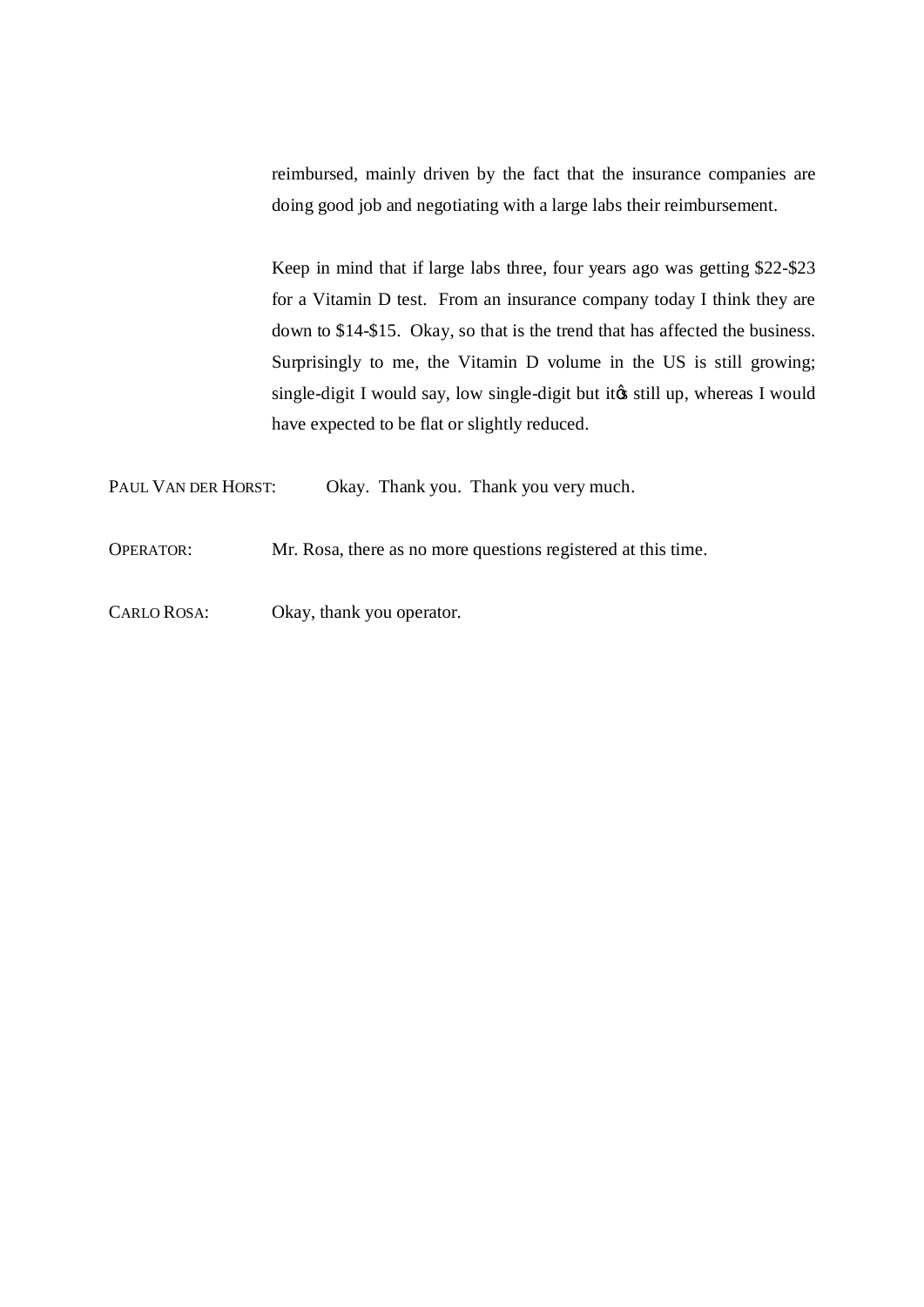reimbursed, mainly driven by the fact that the insurance companies are doing good job and negotiating with a large labs their reimbursement.

Keep in mind that if large labs three, four years ago was getting $22-$23 for a Vitamin D test. From an insurance company today I think they are down to $14-$15. Okay, so that is the trend that has affected the business. Surprisingly to me, the Vitamin D volume in the US is still growing; single-digit I would say, low single-digit but itõs still up, whereas I would have expected to be flat or slightly reduced.

PAUL VAN DER HORST: Okay. Thank you. Thank you very much.

OPERATOR: Mr. Rosa, there as no more questions registered at this time.

CARLO ROSA: Okay, thank you operator.